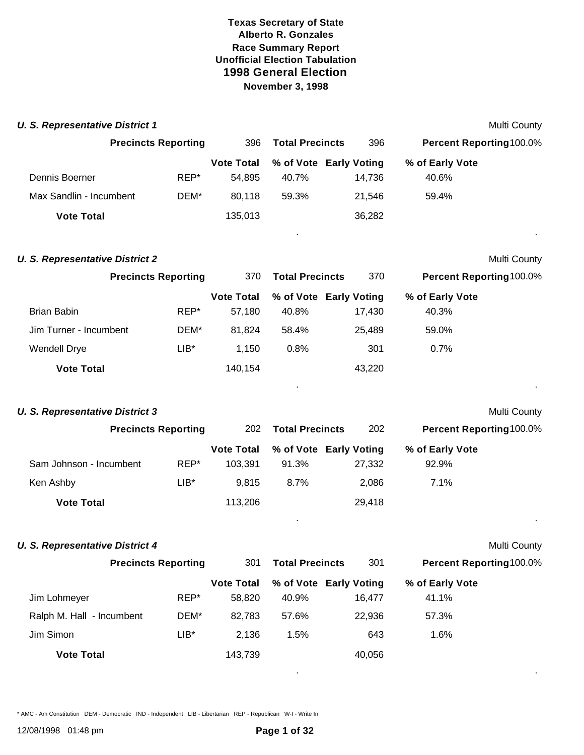**Texas Secretary of State**
**Alberto R. Gonzales**
**Race Summary Report**
**Unofficial Election Tabulation**
## 1998 General Election
**November 3, 1998**

### *U. S. Representative District 1*

Multi County

| **Precincts Reporting** | 396 | **Total Precincts** | 396 | **Percent Reporting** | 100.0% |
|---|---|---|---|---|---|

| | | **Vote Total** | **% of Vote** | **Early Voting** | **% of Early Vote** |
|---|---|---|---|---|---|
| Dennis Boerner | REP* | 54,895 | 40.7% | 14,736 | 40.6% |
| Max Sandlin - Incumbent | DEM* | 80,118 | 59.3% | 21,546 | 59.4% |
| **Vote Total** | | 135,013 | | 36,282 | |

### *U. S. Representative District 2*

Multi County

| **Precincts Reporting** | 370 | **Total Precincts** | 370 | **Percent Reporting** | 100.0% |
|---|---|---|---|---|---|

| | | **Vote Total** | **% of Vote** | **Early Voting** | **% of Early Vote** |
|---|---|---|---|---|---|
| Brian Babin | REP* | 57,180 | 40.8% | 17,430 | 40.3% |
| Jim Turner - Incumbent | DEM* | 81,824 | 58.4% | 25,489 | 59.0% |
| Wendell Drye | LIB* | 1,150 | 0.8% | 301 | 0.7% |
| **Vote Total** | | 140,154 | | 43,220 | |

### *U. S. Representative District 3*

Multi County

| **Precincts Reporting** | 202 | **Total Precincts** | 202 | **Percent Reporting** | 100.0% |
|---|---|---|---|---|---|

| | | **Vote Total** | **% of Vote** | **Early Voting** | **% of Early Vote** |
|---|---|---|---|---|---|
| Sam Johnson - Incumbent | REP* | 103,391 | 91.3% | 27,332 | 92.9% |
| Ken Ashby | LIB* | 9,815 | 8.7% | 2,086 | 7.1% |
| **Vote Total** | | 113,206 | | 29,418 | |

### *U. S. Representative District 4*

Multi County

| **Precincts Reporting** | 301 | **Total Precincts** | 301 | **Percent Reporting** | 100.0% |
|---|---|---|---|---|---|

| | | **Vote Total** | **% of Vote** | **Early Voting** | **% of Early Vote** |
|---|---|---|---|---|---|
| Jim Lohmeyer | REP* | 58,820 | 40.9% | 16,477 | 41.1% |
| Ralph M. Hall - Incumbent | DEM* | 82,783 | 57.6% | 22,936 | 57.3% |
| Jim Simon | LIB* | 2,136 | 1.5% | 643 | 1.6% |
| **Vote Total** | | 143,739 | | 40,056 | |

* AMC - Am Constitution DEM - Democratic IND - Independent LIB - Libertarian REP - Republican W-I - Write In

12/08/1998 01:48 pm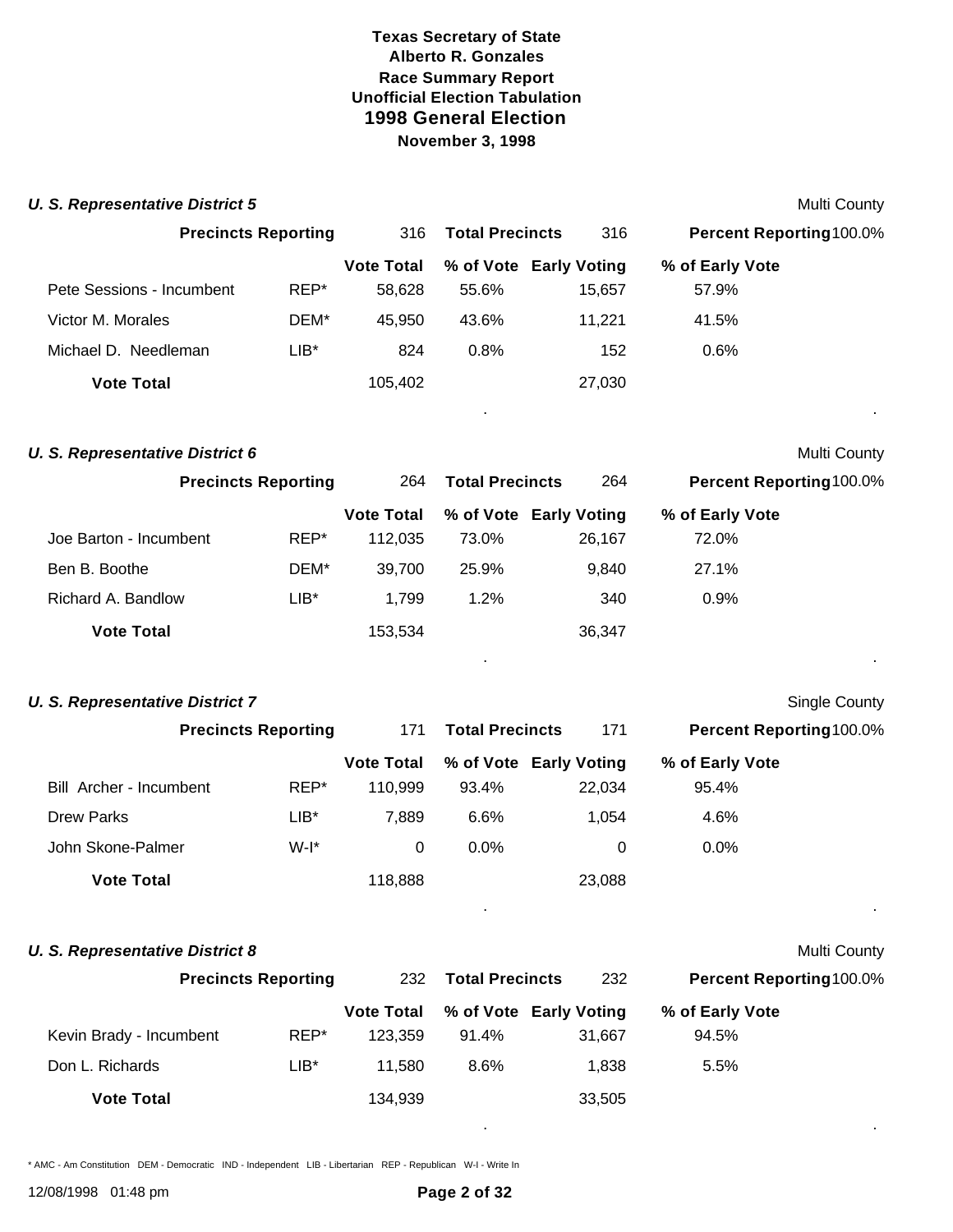**Texas Secretary of State**
**Alberto R. Gonzales**
**Race Summary Report**
**Unofficial Election Tabulation**

## 1998 General Election

**November 3, 1998**

### *U. S. Representative District 5*

Multi County

**Precincts Reporting** 316 **Total Precincts** 316 **Percent Reporting** 100.0%

| | | Vote Total | % of Vote | Early Voting | % of Early Vote |
|---|---|---|---|---|---|
| Pete Sessions - Incumbent | REP* | 58,628 | 55.6% | 15,657 | 57.9% |
| Victor M. Morales | DEM* | 45,950 | 43.6% | 11,221 | 41.5% |
| Michael D. Needleman | LIB* | 824 | 0.8% | 152 | 0.6% |
| **Vote Total** | | 105,402 | | 27,030 | |

### *U. S. Representative District 6*

Multi County

**Precincts Reporting** 264 **Total Precincts** 264 **Percent Reporting** 100.0%

| | | Vote Total | % of Vote | Early Voting | % of Early Vote |
|---|---|---|---|---|---|
| Joe Barton - Incumbent | REP* | 112,035 | 73.0% | 26,167 | 72.0% |
| Ben B. Boothe | DEM* | 39,700 | 25.9% | 9,840 | 27.1% |
| Richard A. Bandlow | LIB* | 1,799 | 1.2% | 340 | 0.9% |
| **Vote Total** | | 153,534 | | 36,347 | |

### *U. S. Representative District 7*

Single County

**Precincts Reporting** 171 **Total Precincts** 171 **Percent Reporting** 100.0%

| | | Vote Total | % of Vote | Early Voting | % of Early Vote |
|---|---|---|---|---|---|
| Bill Archer - Incumbent | REP* | 110,999 | 93.4% | 22,034 | 95.4% |
| Drew Parks | LIB* | 7,889 | 6.6% | 1,054 | 4.6% |
| John Skone-Palmer | W-I* | 0 | 0.0% | 0 | 0.0% |
| **Vote Total** | | 118,888 | | 23,088 | |

### *U. S. Representative District 8*

Multi County

**Precincts Reporting** 232 **Total Precincts** 232 **Percent Reporting** 100.0%

| | | Vote Total | % of Vote | Early Voting | % of Early Vote |
|---|---|---|---|---|---|
| Kevin Brady - Incumbent | REP* | 123,359 | 91.4% | 31,667 | 94.5% |
| Don L. Richards | LIB* | 11,580 | 8.6% | 1,838 | 5.5% |
| **Vote Total** | | 134,939 | | 33,505 | |

\* AMC - Am Constitution DEM - Democratic IND - Independent LIB - Libertarian REP - Republican W-I - Write In

12/08/1998 01:48 pm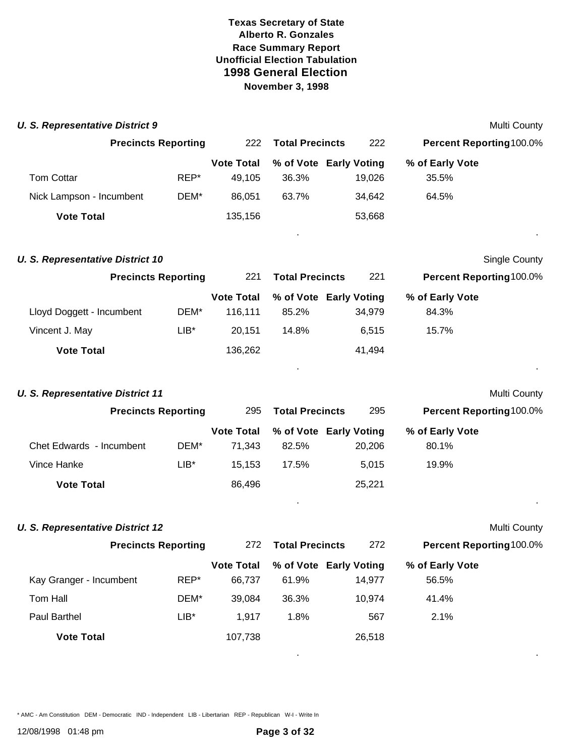**Texas Secretary of State**
**Alberto R. Gonzales**
**Race Summary Report**
**Unofficial Election Tabulation**
## 1998 General Election
**November 3, 1998**

### *U. S. Representative District 9*

Multi County

**Precincts Reporting** 222 **Total Precincts** 222 **Percent Reporting** 100.0%

| | | Vote Total | % of Vote | Early Voting | % of Early Vote |
|---|---|---|---|---|---|
| Tom Cottar | REP* | 49,105 | 36.3% | 19,026 | 35.5% |
| Nick Lampson - Incumbent | DEM* | 86,051 | 63.7% | 34,642 | 64.5% |
| **Vote Total** | | 135,156 | | 53,668 | |

### *U. S. Representative District 10*

Single County

**Precincts Reporting** 221 **Total Precincts** 221 **Percent Reporting** 100.0%

| | | Vote Total | % of Vote | Early Voting | % of Early Vote |
|---|---|---|---|---|---|
| Lloyd Doggett - Incumbent | DEM* | 116,111 | 85.2% | 34,979 | 84.3% |
| Vincent J. May | LIB* | 20,151 | 14.8% | 6,515 | 15.7% |
| **Vote Total** | | 136,262 | | 41,494 | |

### *U. S. Representative District 11*

Multi County

**Precincts Reporting** 295 **Total Precincts** 295 **Percent Reporting** 100.0%

| | | Vote Total | % of Vote | Early Voting | % of Early Vote |
|---|---|---|---|---|---|
| Chet Edwards - Incumbent | DEM* | 71,343 | 82.5% | 20,206 | 80.1% |
| Vince Hanke | LIB* | 15,153 | 17.5% | 5,015 | 19.9% |
| **Vote Total** | | 86,496 | | 25,221 | |

### *U. S. Representative District 12*

Multi County

**Precincts Reporting** 272 **Total Precincts** 272 **Percent Reporting** 100.0%

| | | Vote Total | % of Vote | Early Voting | % of Early Vote |
|---|---|---|---|---|---|
| Kay Granger - Incumbent | REP* | 66,737 | 61.9% | 14,977 | 56.5% |
| Tom Hall | DEM* | 39,084 | 36.3% | 10,974 | 41.4% |
| Paul Barthel | LIB* | 1,917 | 1.8% | 567 | 2.1% |
| **Vote Total** | | 107,738 | | 26,518 | |

* AMC - Am Constitution DEM - Democratic IND - Independent LIB - Libertarian REP - Republican W-I - Write In

12/08/1998 01:48 pm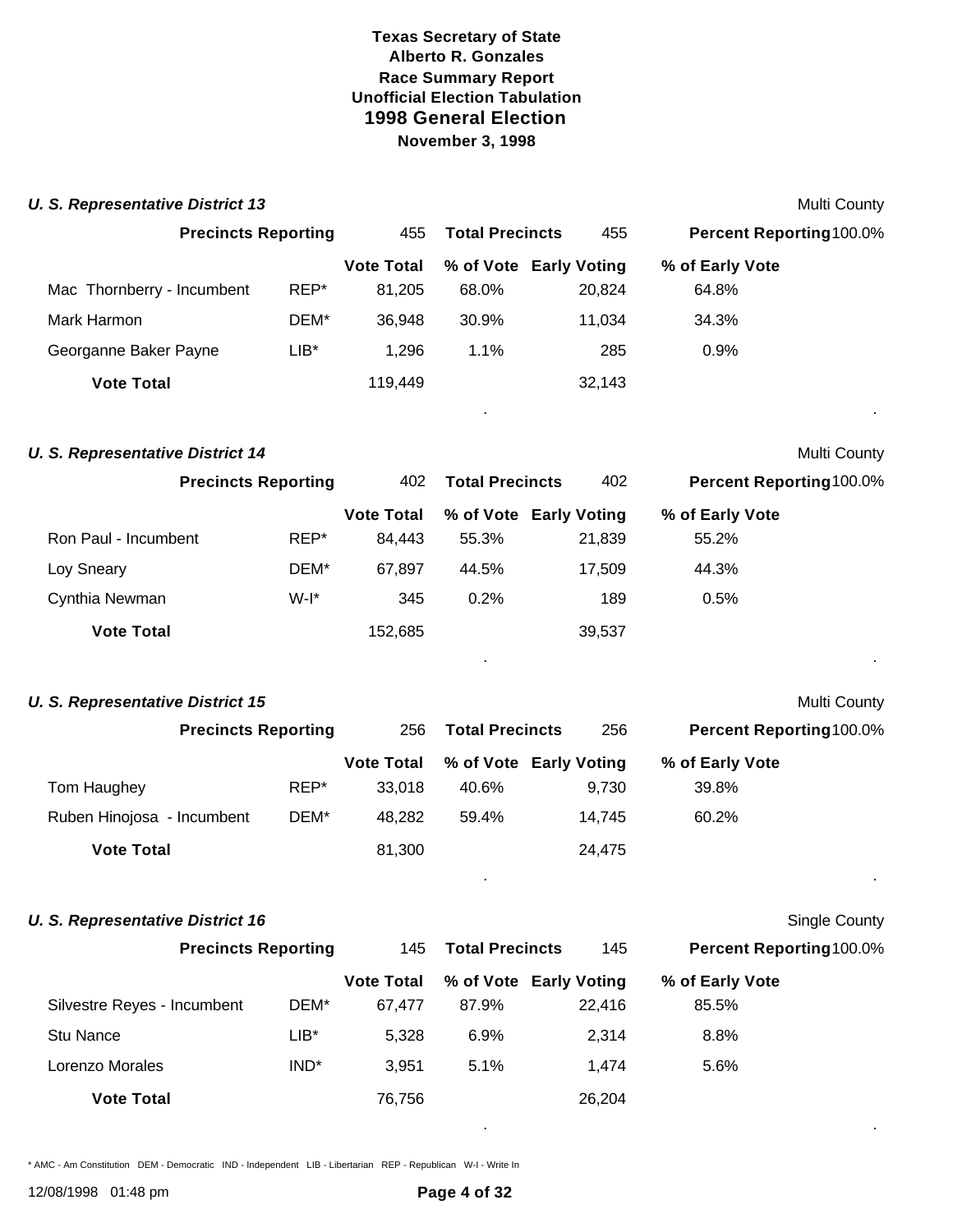**Texas Secretary of State**
**Alberto R. Gonzales**
**Race Summary Report**
**Unofficial Election Tabulation**
## 1998 General Election
**November 3, 1998**

### *U. S. Representative District 13*

Multi County

**Precincts Reporting** 455 **Total Precincts** 455 **Percent Reporting** 100.0%

| | | Vote Total | % of Vote | Early Voting | % of Early Vote |
|---|---|---|---|---|---|
| Mac Thornberry - Incumbent | REP* | 81,205 | 68.0% | 20,824 | 64.8% |
| Mark Harmon | DEM* | 36,948 | 30.9% | 11,034 | 34.3% |
| Georganne Baker Payne | LIB* | 1,296 | 1.1% | 285 | 0.9% |
| **Vote Total** | | 119,449 | | 32,143 | |

### *U. S. Representative District 14*

Multi County

**Precincts Reporting** 402 **Total Precincts** 402 **Percent Reporting** 100.0%

| | | Vote Total | % of Vote | Early Voting | % of Early Vote |
|---|---|---|---|---|---|
| Ron Paul - Incumbent | REP* | 84,443 | 55.3% | 21,839 | 55.2% |
| Loy Sneary | DEM* | 67,897 | 44.5% | 17,509 | 44.3% |
| Cynthia Newman | W-I* | 345 | 0.2% | 189 | 0.5% |
| **Vote Total** | | 152,685 | | 39,537 | |

### *U. S. Representative District 15*

Multi County

**Precincts Reporting** 256 **Total Precincts** 256 **Percent Reporting** 100.0%

| | | Vote Total | % of Vote | Early Voting | % of Early Vote |
|---|---|---|---|---|---|
| Tom Haughey | REP* | 33,018 | 40.6% | 9,730 | 39.8% |
| Ruben Hinojosa - Incumbent | DEM* | 48,282 | 59.4% | 14,745 | 60.2% |
| **Vote Total** | | 81,300 | | 24,475 | |

### *U. S. Representative District 16*

Single County

**Precincts Reporting** 145 **Total Precincts** 145 **Percent Reporting** 100.0%

| | | Vote Total | % of Vote | Early Voting | % of Early Vote |
|---|---|---|---|---|---|
| Silvestre Reyes - Incumbent | DEM* | 67,477 | 87.9% | 22,416 | 85.5% |
| Stu Nance | LIB* | 5,328 | 6.9% | 2,314 | 8.8% |
| Lorenzo Morales | IND* | 3,951 | 5.1% | 1,474 | 5.6% |
| **Vote Total** | | 76,756 | | 26,204 | |

* AMC - Am Constitution DEM - Democratic IND - Independent LIB - Libertarian REP - Republican W-I - Write In

12/08/1998 01:48 pm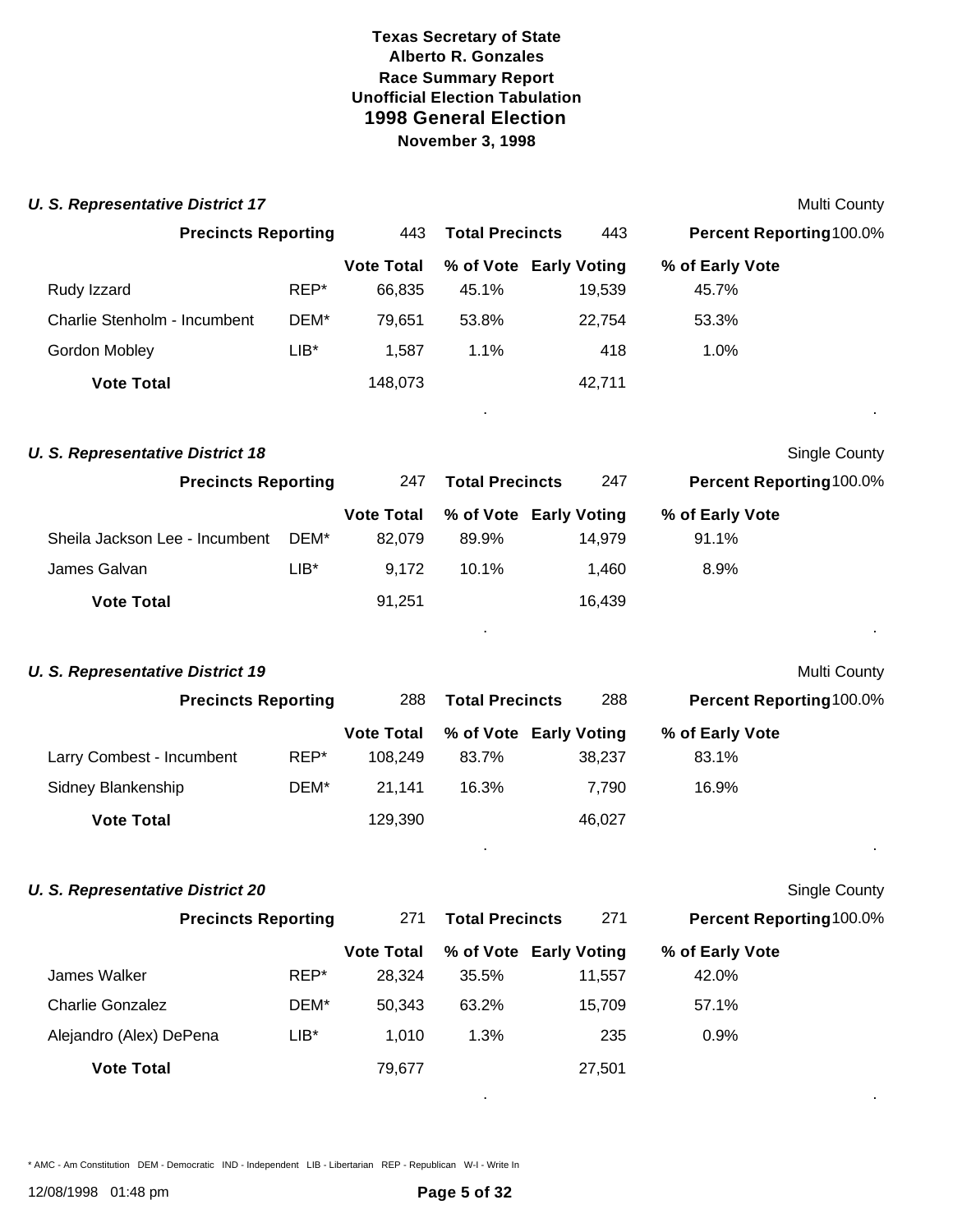**Texas Secretary of State**
**Alberto R. Gonzales**
**Race Summary Report**
**Unofficial Election Tabulation**
## 1998 General Election
**November 3, 1998**

### *U. S. Representative District 17*

Multi County

**Precincts Reporting** 443 **Total Precincts** 443 **Percent Reporting** 100.0%

| | | Vote Total | % of Vote | Early Voting | % of Early Vote |
|---|---|---|---|---|---|
| Rudy Izzard | REP* | 66,835 | 45.1% | 19,539 | 45.7% |
| Charlie Stenholm - Incumbent | DEM* | 79,651 | 53.8% | 22,754 | 53.3% |
| Gordon Mobley | LIB* | 1,587 | 1.1% | 418 | 1.0% |
| **Vote Total** | | 148,073 | | 42,711 | |

### *U. S. Representative District 18*

Single County

**Precincts Reporting** 247 **Total Precincts** 247 **Percent Reporting** 100.0%

| | | Vote Total | % of Vote | Early Voting | % of Early Vote |
|---|---|---|---|---|---|
| Sheila Jackson Lee - Incumbent | DEM* | 82,079 | 89.9% | 14,979 | 91.1% |
| James Galvan | LIB* | 9,172 | 10.1% | 1,460 | 8.9% |
| **Vote Total** | | 91,251 | | 16,439 | |

### *U. S. Representative District 19*

Multi County

**Precincts Reporting** 288 **Total Precincts** 288 **Percent Reporting** 100.0%

| | | Vote Total | % of Vote | Early Voting | % of Early Vote |
|---|---|---|---|---|---|
| Larry Combest - Incumbent | REP* | 108,249 | 83.7% | 38,237 | 83.1% |
| Sidney Blankenship | DEM* | 21,141 | 16.3% | 7,790 | 16.9% |
| **Vote Total** | | 129,390 | | 46,027 | |

### *U. S. Representative District 20*

Single County

**Precincts Reporting** 271 **Total Precincts** 271 **Percent Reporting** 100.0%

| | | Vote Total | % of Vote | Early Voting | % of Early Vote |
|---|---|---|---|---|---|
| James Walker | REP* | 28,324 | 35.5% | 11,557 | 42.0% |
| Charlie Gonzalez | DEM* | 50,343 | 63.2% | 15,709 | 57.1% |
| Alejandro (Alex) DePena | LIB* | 1,010 | 1.3% | 235 | 0.9% |
| **Vote Total** | | 79,677 | | 27,501 | |

\* AMC - Am Constitution DEM - Democratic IND - Independent LIB - Libertarian REP - Republican W-I - Write In

12/08/1998 01:48 pm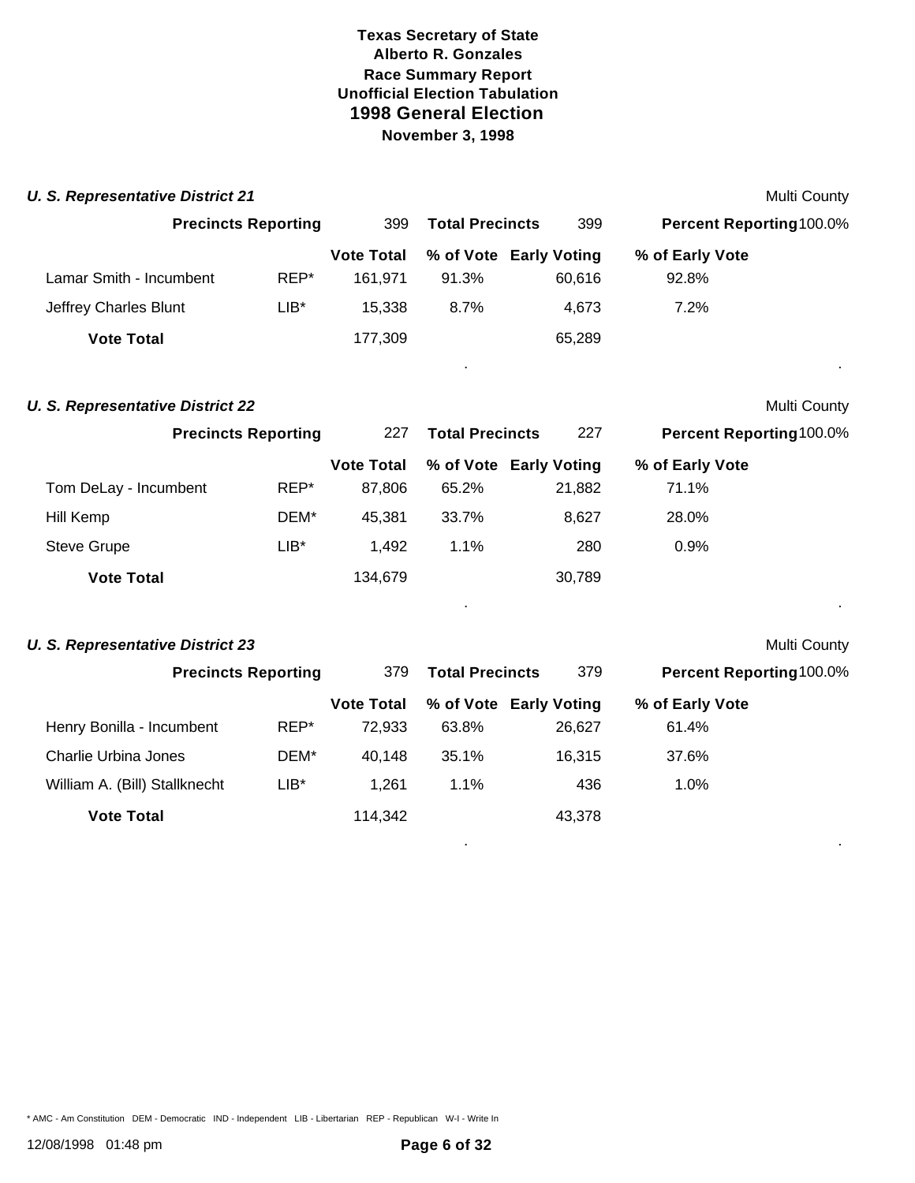**Texas Secretary of State**
**Alberto R. Gonzales**
**Race Summary Report**
**Unofficial Election Tabulation**
## 1998 General Election
**November 3, 1998**

### *U. S. Representative District 21*

Multi County

**Precincts Reporting** 399 **Total Precincts** 399 **Percent Reporting** 100.0%

| | | Vote Total | % of Vote | Early Voting | % of Early Vote |
|---|---|---|---|---|---|
| Lamar Smith - Incumbent | REP* | 161,971 | 91.3% | 60,616 | 92.8% |
| Jeffrey Charles Blunt | LIB* | 15,338 | 8.7% | 4,673 | 7.2% |
| **Vote Total** | | 177,309 | | 65,289 | |

### *U. S. Representative District 22*

Multi County

**Precincts Reporting** 227 **Total Precincts** 227 **Percent Reporting** 100.0%

| | | Vote Total | % of Vote | Early Voting | % of Early Vote |
|---|---|---|---|---|---|
| Tom DeLay - Incumbent | REP* | 87,806 | 65.2% | 21,882 | 71.1% |
| Hill Kemp | DEM* | 45,381 | 33.7% | 8,627 | 28.0% |
| Steve Grupe | LIB* | 1,492 | 1.1% | 280 | 0.9% |
| **Vote Total** | | 134,679 | | 30,789 | |

### *U. S. Representative District 23*

Multi County

**Precincts Reporting** 379 **Total Precincts** 379 **Percent Reporting** 100.0%

| | | Vote Total | % of Vote | Early Voting | % of Early Vote |
|---|---|---|---|---|---|
| Henry Bonilla - Incumbent | REP* | 72,933 | 63.8% | 26,627 | 61.4% |
| Charlie Urbina Jones | DEM* | 40,148 | 35.1% | 16,315 | 37.6% |
| William A. (Bill) Stallknecht | LIB* | 1,261 | 1.1% | 436 | 1.0% |
| **Vote Total** | | 114,342 | | 43,378 | |

* AMC - Am Constitution DEM - Democratic IND - Independent LIB - Libertarian REP - Republican W-I - Write In

12/08/1998 01:48 pm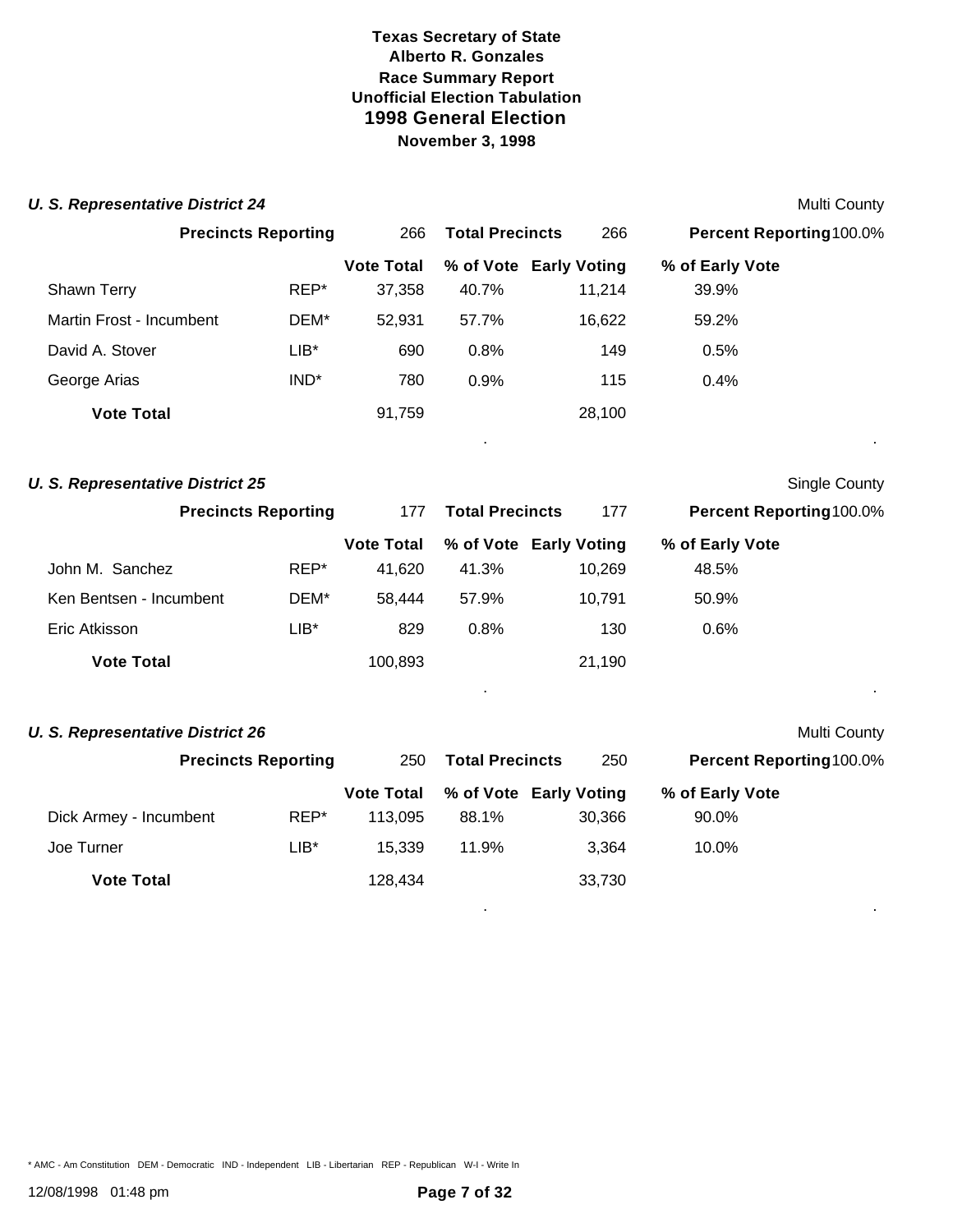**Texas Secretary of State**
**Alberto R. Gonzales**
**Race Summary Report**
**Unofficial Election Tabulation**
## 1998 General Election
**November 3, 1998**

### *U. S. Representative District 24*

Multi County

| Precincts Reporting | 266 | Total Precincts | 266 | Percent Reporting | 100.0% |
|---|---|---|---|---|---|

| | | Vote Total | % of Vote | Early Voting | % of Early Vote |
|---|---|---|---|---|---|
| Shawn Terry | REP* | 37,358 | 40.7% | 11,214 | 39.9% |
| Martin Frost - Incumbent | DEM* | 52,931 | 57.7% | 16,622 | 59.2% |
| David A. Stover | LIB* | 690 | 0.8% | 149 | 0.5% |
| George Arias | IND* | 780 | 0.9% | 115 | 0.4% |
| **Vote Total** | | 91,759 | | 28,100 | |

### *U. S. Representative District 25*

Single County

| Precincts Reporting | 177 | Total Precincts | 177 | Percent Reporting | 100.0% |
|---|---|---|---|---|---|

| | | Vote Total | % of Vote | Early Voting | % of Early Vote |
|---|---|---|---|---|---|
| John M. Sanchez | REP* | 41,620 | 41.3% | 10,269 | 48.5% |
| Ken Bentsen - Incumbent | DEM* | 58,444 | 57.9% | 10,791 | 50.9% |
| Eric Atkisson | LIB* | 829 | 0.8% | 130 | 0.6% |
| **Vote Total** | | 100,893 | | 21,190 | |

### *U. S. Representative District 26*

Multi County

| Precincts Reporting | 250 | Total Precincts | 250 | Percent Reporting | 100.0% |
|---|---|---|---|---|---|

| | | Vote Total | % of Vote | Early Voting | % of Early Vote |
|---|---|---|---|---|---|
| Dick Armey - Incumbent | REP* | 113,095 | 88.1% | 30,366 | 90.0% |
| Joe Turner | LIB* | 15,339 | 11.9% | 3,364 | 10.0% |
| **Vote Total** | | 128,434 | | 33,730 | |

* AMC - Am Constitution DEM - Democratic IND - Independent LIB - Libertarian REP - Republican W-I - Write In

12/08/1998 01:48 pm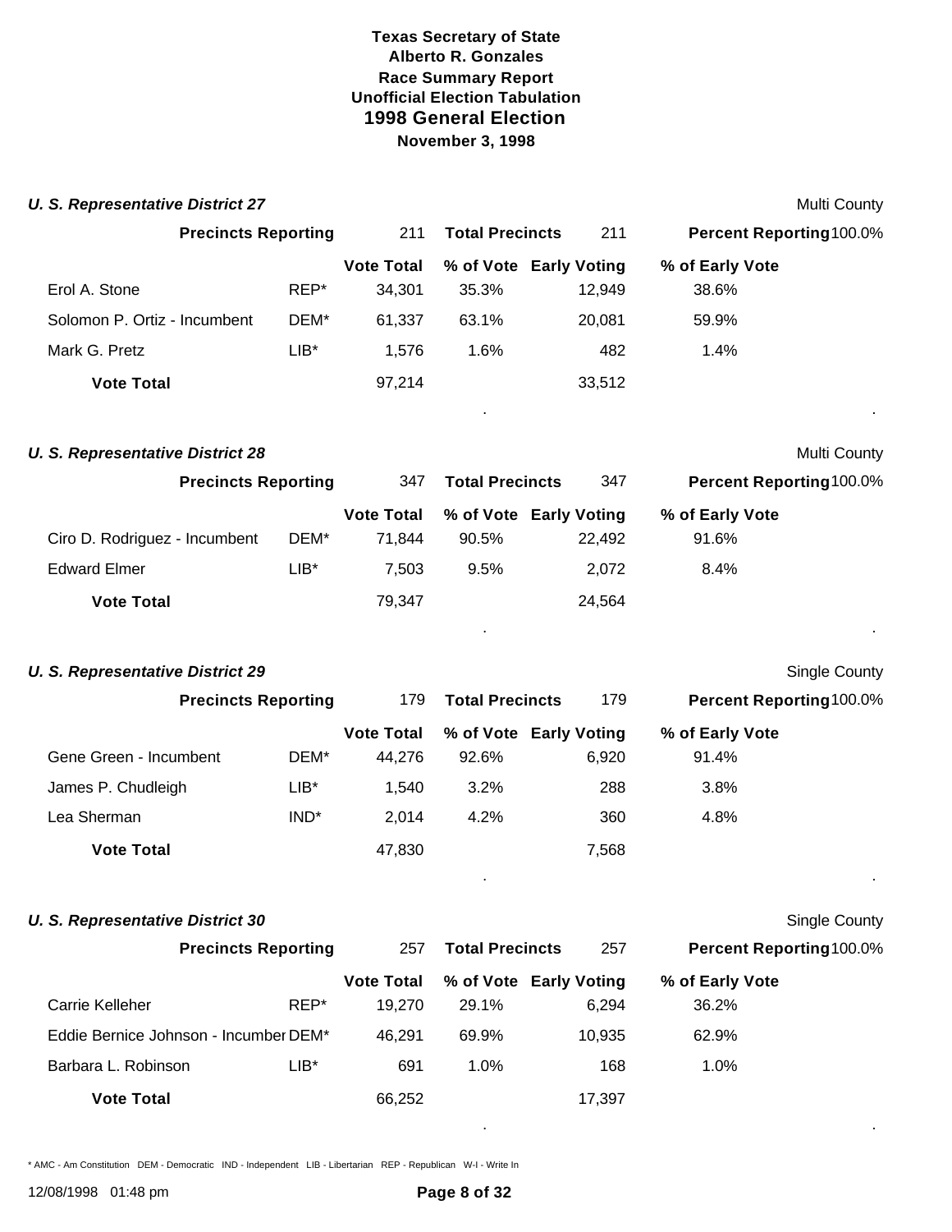**Texas Secretary of State**
**Alberto R. Gonzales**
**Race Summary Report**
**Unofficial Election Tabulation**
## 1998 General Election
**November 3, 1998**

### *U. S. Representative District 27*

Multi County

| Precincts Reporting | | 211 | Total Precincts | 211 | Percent Reporting 100.0% |
|---|---|---|---|---|---|
| | | **Vote Total** | **% of Vote** | **Early Voting** | **% of Early Vote** |
| Erol A. Stone | REP* | 34,301 | 35.3% | 12,949 | 38.6% |
| Solomon P. Ortiz - Incumbent | DEM* | 61,337 | 63.1% | 20,081 | 59.9% |
| Mark G. Pretz | LIB* | 1,576 | 1.6% | 482 | 1.4% |
| **Vote Total** | | 97,214 | | 33,512 | |

### *U. S. Representative District 28*

Multi County

| Precincts Reporting | | 347 | Total Precincts | 347 | Percent Reporting 100.0% |
|---|---|---|---|---|---|
| | | **Vote Total** | **% of Vote** | **Early Voting** | **% of Early Vote** |
| Ciro D. Rodriguez - Incumbent | DEM* | 71,844 | 90.5% | 22,492 | 91.6% |
| Edward Elmer | LIB* | 7,503 | 9.5% | 2,072 | 8.4% |
| **Vote Total** | | 79,347 | | 24,564 | |

### *U. S. Representative District 29*

Single County

| Precincts Reporting | | 179 | Total Precincts | 179 | Percent Reporting 100.0% |
|---|---|---|---|---|---|
| | | **Vote Total** | **% of Vote** | **Early Voting** | **% of Early Vote** |
| Gene Green - Incumbent | DEM* | 44,276 | 92.6% | 6,920 | 91.4% |
| James P. Chudleigh | LIB* | 1,540 | 3.2% | 288 | 3.8% |
| Lea Sherman | IND* | 2,014 | 4.2% | 360 | 4.8% |
| **Vote Total** | | 47,830 | | 7,568 | |

### *U. S. Representative District 30*

Single County

| Precincts Reporting | | 257 | Total Precincts | 257 | Percent Reporting 100.0% |
|---|---|---|---|---|---|
| | | **Vote Total** | **% of Vote** | **Early Voting** | **% of Early Vote** |
| Carrie Kelleher | REP* | 19,270 | 29.1% | 6,294 | 36.2% |
| Eddie Bernice Johnson - Incumber | DEM* | 46,291 | 69.9% | 10,935 | 62.9% |
| Barbara L. Robinson | LIB* | 691 | 1.0% | 168 | 1.0% |
| **Vote Total** | | 66,252 | | 17,397 | |

\* AMC - Am Constitution DEM - Democratic IND - Independent LIB - Libertarian REP - Republican W-I - Write In

12/08/1998 01:48 pm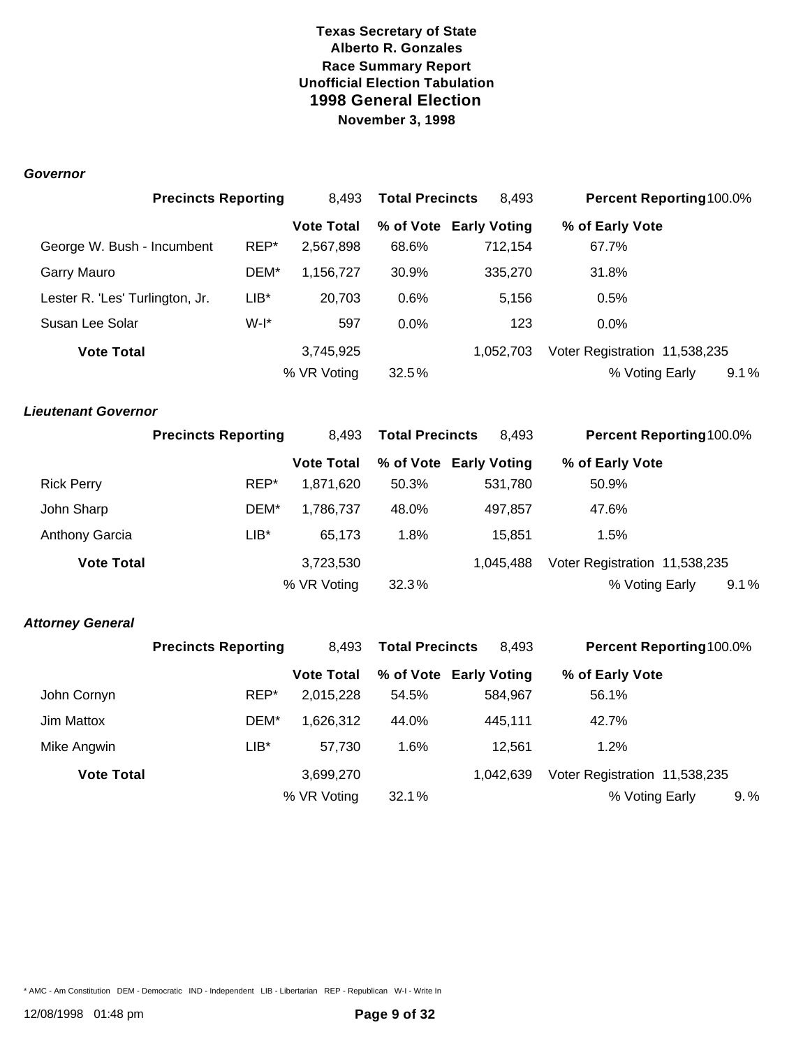**Texas Secretary of State**
**Alberto R. Gonzales**
**Race Summary Report**
**Unofficial Election Tabulation**
## 1998 General Election
**November 3, 1998**

### *Governor*

| Precincts Reporting | | 8,493 | Total Precincts | 8,493 | Percent Reporting 100.0% |
|---|---|---|---|---|---|
| | | **Vote Total** | **% of Vote** | **Early Voting** | **% of Early Vote** |
| George W. Bush - Incumbent | REP* | 2,567,898 | 68.6% | 712,154 | 67.7% |
| Garry Mauro | DEM* | 1,156,727 | 30.9% | 335,270 | 31.8% |
| Lester R. 'Les' Turlington, Jr. | LIB* | 20,703 | 0.6% | 5,156 | 0.5% |
| Susan Lee Solar | W-I* | 597 | 0.0% | 123 | 0.0% |
| **Vote Total** | | 3,745,925 | | 1,052,703 | Voter Registration 11,538,235 |
| | | % VR Voting | 32.5% | | % Voting Early 9.1% |

### *Lieutenant Governor*

| Precincts Reporting | | 8,493 | Total Precincts | 8,493 | Percent Reporting 100.0% |
|---|---|---|---|---|---|
| | | **Vote Total** | **% of Vote** | **Early Voting** | **% of Early Vote** |
| Rick Perry | REP* | 1,871,620 | 50.3% | 531,780 | 50.9% |
| John Sharp | DEM* | 1,786,737 | 48.0% | 497,857 | 47.6% |
| Anthony Garcia | LIB* | 65,173 | 1.8% | 15,851 | 1.5% |
| **Vote Total** | | 3,723,530 | | 1,045,488 | Voter Registration 11,538,235 |
| | | % VR Voting | 32.3% | | % Voting Early 9.1% |

### *Attorney General*

| Precincts Reporting | | 8,493 | Total Precincts | 8,493 | Percent Reporting 100.0% |
|---|---|---|---|---|---|
| | | **Vote Total** | **% of Vote** | **Early Voting** | **% of Early Vote** |
| John Cornyn | REP* | 2,015,228 | 54.5% | 584,967 | 56.1% |
| Jim Mattox | DEM* | 1,626,312 | 44.0% | 445,111 | 42.7% |
| Mike Angwin | LIB* | 57,730 | 1.6% | 12,561 | 1.2% |
| **Vote Total** | | 3,699,270 | | 1,042,639 | Voter Registration 11,538,235 |
| | | % VR Voting | 32.1% | | % Voting Early 9.% |

\* AMC - Am Constitution DEM - Democratic IND - Independent LIB - Libertarian REP - Republican W-I - Write In

12/08/1998 01:48 pm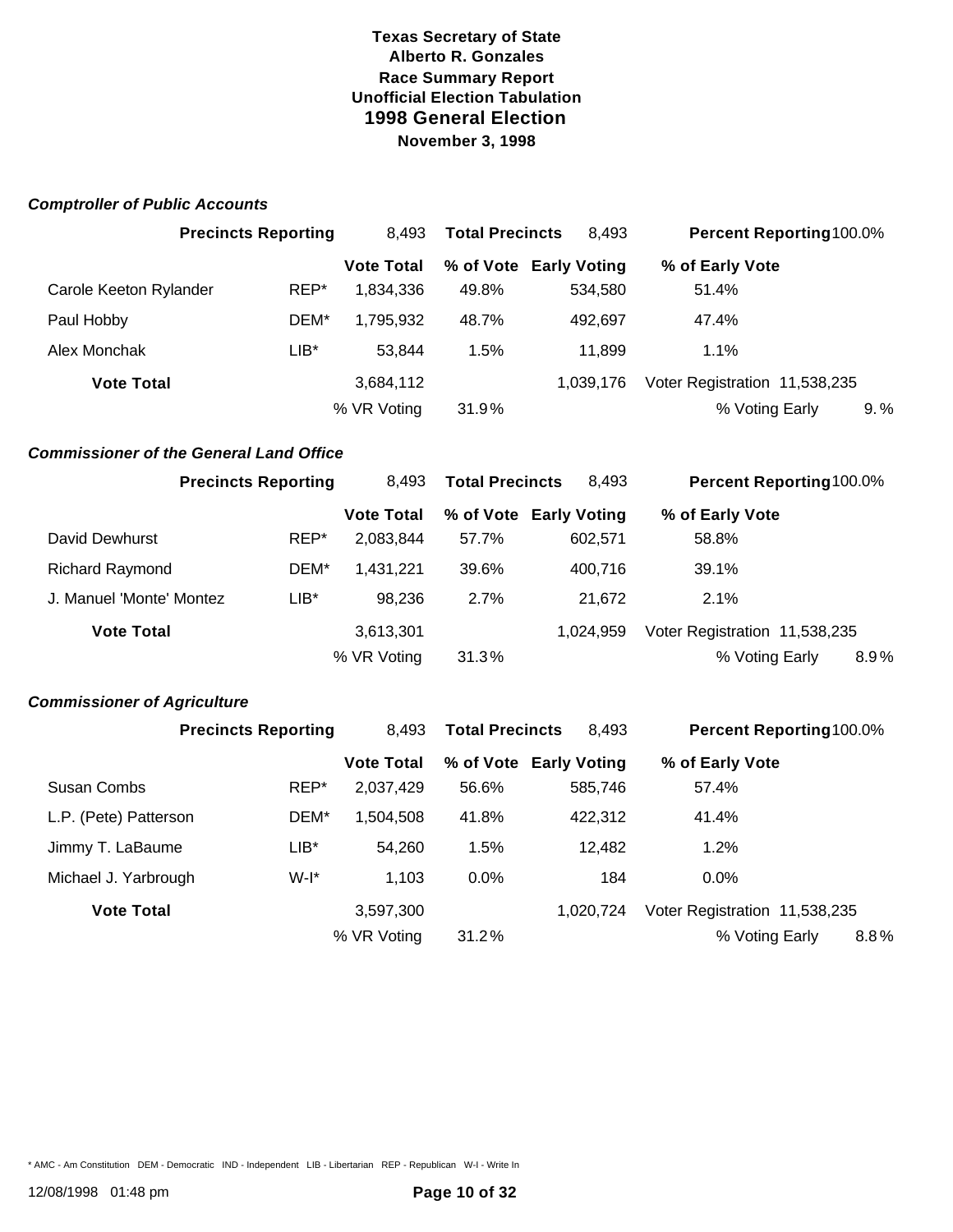**Texas Secretary of State**
**Alberto R. Gonzales**
**Race Summary Report**
**Unofficial Election Tabulation**
## 1998 General Election
**November 3, 1998**

### *Comptroller of Public Accounts*

| **Precincts Reporting** | | 8,493 | **Total Precincts** | 8,493 | **Percent Reporting** 100.0% |
|---|---|---|---|---|---|
| | | **Vote Total** | **% of Vote** | **Early Voting** | **% of Early Vote** |
| Carole Keeton Rylander | REP* | 1,834,336 | 49.8% | 534,580 | 51.4% |
| Paul Hobby | DEM* | 1,795,932 | 48.7% | 492,697 | 47.4% |
| Alex Monchak | LIB* | 53,844 | 1.5% | 11,899 | 1.1% |
| **Vote Total** | | 3,684,112 | | 1,039,176 | Voter Registration 11,538,235 |
| | | % VR Voting | 31.9% | | % Voting Early 9.% |

### *Commissioner of the General Land Office*

| **Precincts Reporting** | | 8,493 | **Total Precincts** | 8,493 | **Percent Reporting** 100.0% |
|---|---|---|---|---|---|
| | | **Vote Total** | **% of Vote** | **Early Voting** | **% of Early Vote** |
| David Dewhurst | REP* | 2,083,844 | 57.7% | 602,571 | 58.8% |
| Richard Raymond | DEM* | 1,431,221 | 39.6% | 400,716 | 39.1% |
| J. Manuel 'Monte' Montez | LIB* | 98,236 | 2.7% | 21,672 | 2.1% |
| **Vote Total** | | 3,613,301 | | 1,024,959 | Voter Registration 11,538,235 |
| | | % VR Voting | 31.3% | | % Voting Early 8.9% |

### *Commissioner of Agriculture*

| **Precincts Reporting** | | 8,493 | **Total Precincts** | 8,493 | **Percent Reporting** 100.0% |
|---|---|---|---|---|---|
| | | **Vote Total** | **% of Vote** | **Early Voting** | **% of Early Vote** |
| Susan Combs | REP* | 2,037,429 | 56.6% | 585,746 | 57.4% |
| L.P. (Pete) Patterson | DEM* | 1,504,508 | 41.8% | 422,312 | 41.4% |
| Jimmy T. LaBaume | LIB* | 54,260 | 1.5% | 12,482 | 1.2% |
| Michael J. Yarbrough | W-I* | 1,103 | 0.0% | 184 | 0.0% |
| **Vote Total** | | 3,597,300 | | 1,020,724 | Voter Registration 11,538,235 |
| | | % VR Voting | 31.2% | | % Voting Early 8.8% |

\* AMC - Am Constitution DEM - Democratic IND - Independent LIB - Libertarian REP - Republican W-I - Write In

12/08/1998 01:48 pm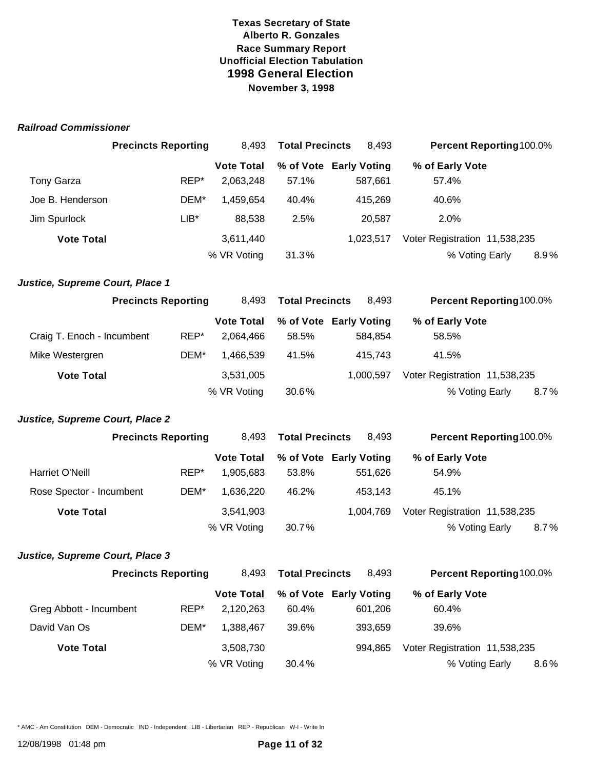**Texas Secretary of State**
**Alberto R. Gonzales**
**Race Summary Report**
**Unofficial Election Tabulation**
## 1998 General Election
**November 3, 1998**

### *Railroad Commissioner*

| Precincts Reporting | | 8,493 | Total Precincts | 8,493 | Percent Reporting 100.0% |
|---|---|---|---|---|---|
| | | **Vote Total** | **% of Vote** | **Early Voting** | **% of Early Vote** |
| Tony Garza | REP* | 2,063,248 | 57.1% | 587,661 | 57.4% |
| Joe B. Henderson | DEM* | 1,459,654 | 40.4% | 415,269 | 40.6% |
| Jim Spurlock | LIB* | 88,538 | 2.5% | 20,587 | 2.0% |
| **Vote Total** | | 3,611,440 | | 1,023,517 | Voter Registration 11,538,235 |
| | | % VR Voting | 31.3% | | % Voting Early 8.9% |

### *Justice, Supreme Court, Place 1*

| Precincts Reporting | | 8,493 | Total Precincts | 8,493 | Percent Reporting 100.0% |
|---|---|---|---|---|---|
| | | **Vote Total** | **% of Vote** | **Early Voting** | **% of Early Vote** |
| Craig T. Enoch - Incumbent | REP* | 2,064,466 | 58.5% | 584,854 | 58.5% |
| Mike Westergren | DEM* | 1,466,539 | 41.5% | 415,743 | 41.5% |
| **Vote Total** | | 3,531,005 | | 1,000,597 | Voter Registration 11,538,235 |
| | | % VR Voting | 30.6% | | % Voting Early 8.7% |

### *Justice, Supreme Court, Place 2*

| Precincts Reporting | | 8,493 | Total Precincts | 8,493 | Percent Reporting 100.0% |
|---|---|---|---|---|---|
| | | **Vote Total** | **% of Vote** | **Early Voting** | **% of Early Vote** |
| Harriet O'Neill | REP* | 1,905,683 | 53.8% | 551,626 | 54.9% |
| Rose Spector - Incumbent | DEM* | 1,636,220 | 46.2% | 453,143 | 45.1% |
| **Vote Total** | | 3,541,903 | | 1,004,769 | Voter Registration 11,538,235 |
| | | % VR Voting | 30.7% | | % Voting Early 8.7% |

### *Justice, Supreme Court, Place 3*

| Precincts Reporting | | 8,493 | Total Precincts | 8,493 | Percent Reporting 100.0% |
|---|---|---|---|---|---|
| | | **Vote Total** | **% of Vote** | **Early Voting** | **% of Early Vote** |
| Greg Abbott - Incumbent | REP* | 2,120,263 | 60.4% | 601,206 | 60.4% |
| David Van Os | DEM* | 1,388,467 | 39.6% | 393,659 | 39.6% |
| **Vote Total** | | 3,508,730 | | 994,865 | Voter Registration 11,538,235 |
| | | % VR Voting | 30.4% | | % Voting Early 8.6% |

\* AMC - Am Constitution DEM - Democratic IND - Independent LIB - Libertarian REP - Republican W-I - Write In

12/08/1998 01:48 pm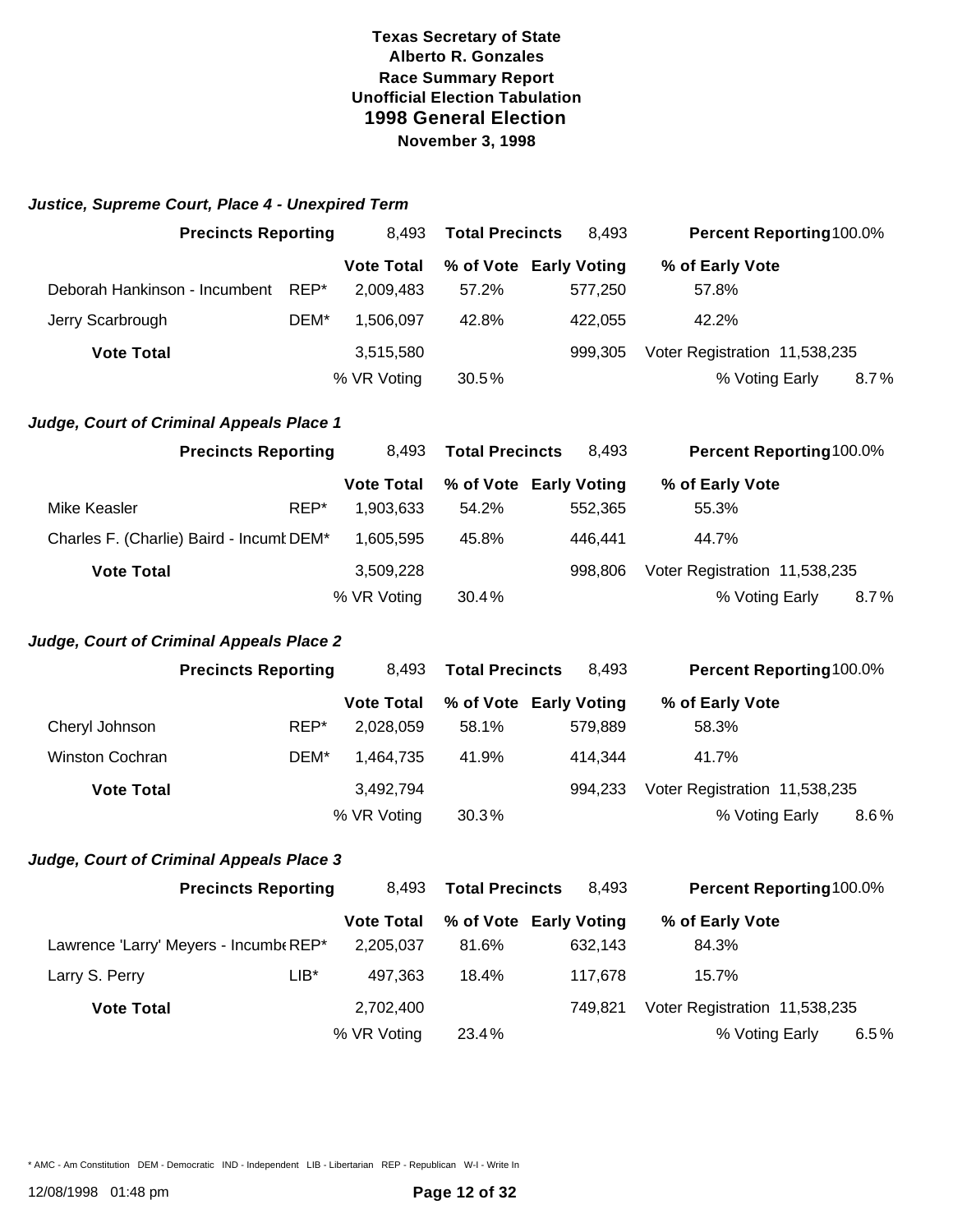# Texas Secretary of State
## Alberto R. Gonzales
### Race Summary Report
### Unofficial Election Tabulation
## 1998 General Election
### November 3, 1998

### *Justice, Supreme Court, Place 4 - Unexpired Term*

**Precincts Reporting** 8,493 **Total Precincts** 8,493 **Percent Reporting** 100.0%

| Candidate | Party | Vote Total | % of Vote | Early Voting | % of Early Vote |
|---|---|---|---|---|---|
| Deborah Hankinson - Incumbent | REP* | 2,009,483 | 57.2% | 577,250 | 57.8% |
| Jerry Scarbrough | DEM* | 1,506,097 | 42.8% | 422,055 | 42.2% |
| **Vote Total** | | 3,515,580 | | 999,305 | Voter Registration 11,538,235 |
| | | % VR Voting | 30.5% | | % Voting Early 8.7% |

### *Judge, Court of Criminal Appeals Place 1*

**Precincts Reporting** 8,493 **Total Precincts** 8,493 **Percent Reporting** 100.0%

| Candidate | Party | Vote Total | % of Vote | Early Voting | % of Early Vote |
|---|---|---|---|---|---|
| Mike Keasler | REP* | 1,903,633 | 54.2% | 552,365 | 55.3% |
| Charles F. (Charlie) Baird - Incumbent | DEM* | 1,605,595 | 45.8% | 446,441 | 44.7% |
| **Vote Total** | | 3,509,228 | | 998,806 | Voter Registration 11,538,235 |
| | | % VR Voting | 30.4% | | % Voting Early 8.7% |

### *Judge, Court of Criminal Appeals Place 2*

**Precincts Reporting** 8,493 **Total Precincts** 8,493 **Percent Reporting** 100.0%

| Candidate | Party | Vote Total | % of Vote | Early Voting | % of Early Vote |
|---|---|---|---|---|---|
| Cheryl Johnson | REP* | 2,028,059 | 58.1% | 579,889 | 58.3% |
| Winston Cochran | DEM* | 1,464,735 | 41.9% | 414,344 | 41.7% |
| **Vote Total** | | 3,492,794 | | 994,233 | Voter Registration 11,538,235 |
| | | % VR Voting | 30.3% | | % Voting Early 8.6% |

### *Judge, Court of Criminal Appeals Place 3*

**Precincts Reporting** 8,493 **Total Precincts** 8,493 **Percent Reporting** 100.0%

| Candidate | Party | Vote Total | % of Vote | Early Voting | % of Early Vote |
|---|---|---|---|---|---|
| Lawrence 'Larry' Meyers - Incumbent | REP* | 2,205,037 | 81.6% | 632,143 | 84.3% |
| Larry S. Perry | LIB* | 497,363 | 18.4% | 117,678 | 15.7% |
| **Vote Total** | | 2,702,400 | | 749,821 | Voter Registration 11,538,235 |
| | | % VR Voting | 23.4% | | % Voting Early 6.5% |

* AMC - Am Constitution DEM - Democratic IND - Independent LIB - Libertarian REP - Republican W-I - Write In

12/08/1998 01:48 pm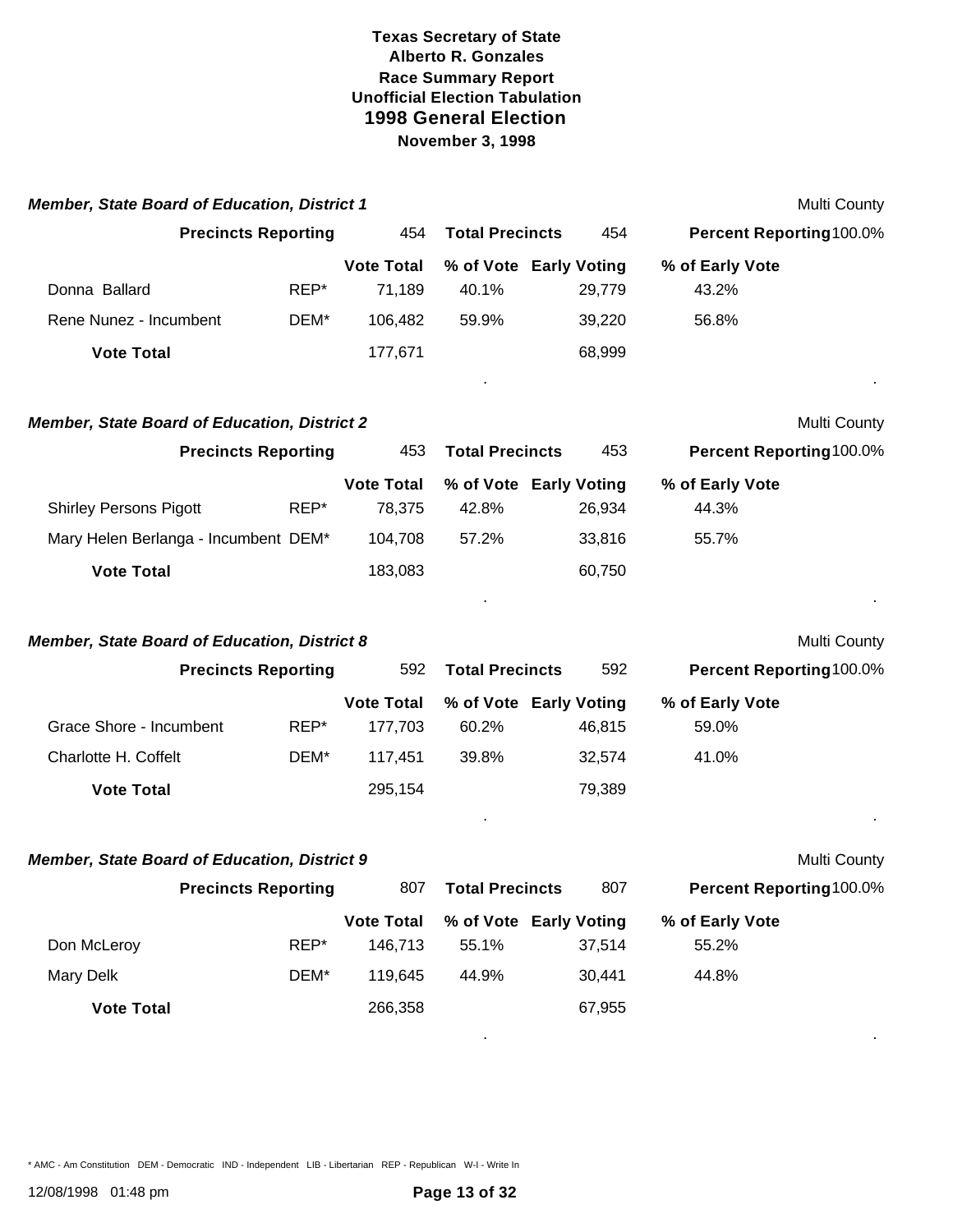**Texas Secretary of State**
**Alberto R. Gonzales**
**Race Summary Report**
**Unofficial Election Tabulation**
## 1998 General Election
**November 3, 1998**

### *Member, State Board of Education, District 1*

Multi County

| Precincts Reporting | 454 | Total Precincts | 454 | Percent Reporting | 100.0% |
|---|---|---|---|---|---|

| Candidate | Party | Vote Total | % of Vote | Early Voting | % of Early Vote |
|---|---|---|---|---|---|
| Donna Ballard | REP* | 71,189 | 40.1% | 29,779 | 43.2% |
| Rene Nunez - Incumbent | DEM* | 106,482 | 59.9% | 39,220 | 56.8% |
| **Vote Total** | | 177,671 | | 68,999 | |

### *Member, State Board of Education, District 2*

Multi County

| Precincts Reporting | 453 | Total Precincts | 453 | Percent Reporting | 100.0% |
|---|---|---|---|---|---|

| Candidate | Party | Vote Total | % of Vote | Early Voting | % of Early Vote |
|---|---|---|---|---|---|
| Shirley Persons Pigott | REP* | 78,375 | 42.8% | 26,934 | 44.3% |
| Mary Helen Berlanga - Incumbent | DEM* | 104,708 | 57.2% | 33,816 | 55.7% |
| **Vote Total** | | 183,083 | | 60,750 | |

### *Member, State Board of Education, District 8*

Multi County

| Precincts Reporting | 592 | Total Precincts | 592 | Percent Reporting | 100.0% |
|---|---|---|---|---|---|

| Candidate | Party | Vote Total | % of Vote | Early Voting | % of Early Vote |
|---|---|---|---|---|---|
| Grace Shore - Incumbent | REP* | 177,703 | 60.2% | 46,815 | 59.0% |
| Charlotte H. Coffelt | DEM* | 117,451 | 39.8% | 32,574 | 41.0% |
| **Vote Total** | | 295,154 | | 79,389 | |

### *Member, State Board of Education, District 9*

Multi County

| Precincts Reporting | 807 | Total Precincts | 807 | Percent Reporting | 100.0% |
|---|---|---|---|---|---|

| Candidate | Party | Vote Total | % of Vote | Early Voting | % of Early Vote |
|---|---|---|---|---|---|
| Don McLeroy | REP* | 146,713 | 55.1% | 37,514 | 55.2% |
| Mary Delk | DEM* | 119,645 | 44.9% | 30,441 | 44.8% |
| **Vote Total** | | 266,358 | | 67,955 | |

\* AMC - Am Constitution DEM - Democratic IND - Independent LIB - Libertarian REP - Republican W-I - Write In

12/08/1998 01:48 pm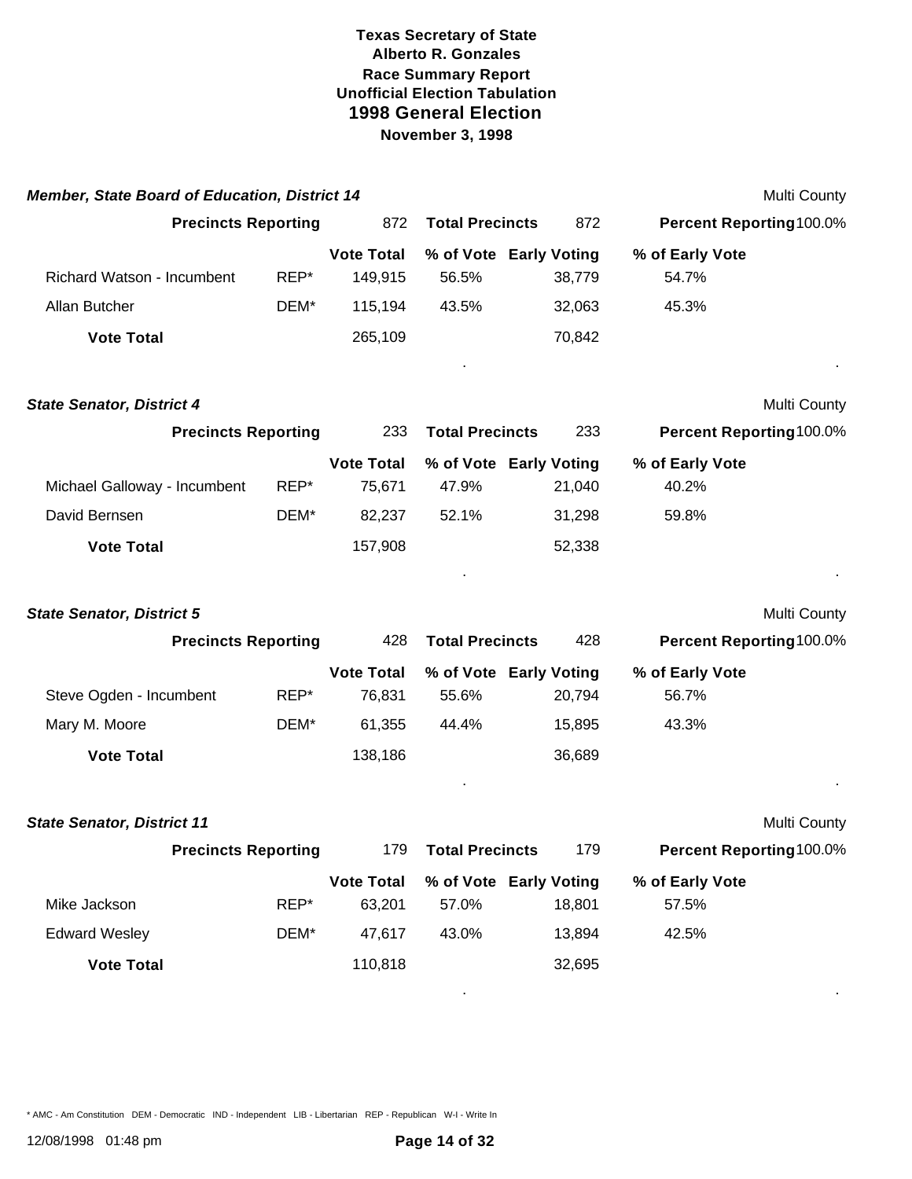**Texas Secretary of State**
**Alberto R. Gonzales**
**Race Summary Report**
**Unofficial Election Tabulation**
## 1998 General Election
**November 3, 1998**

### *Member, State Board of Education, District 14*

Multi County

**Precincts Reporting** 872 **Total Precincts** 872 **Percent Reporting** 100.0%

| | | Vote Total | % of Vote | Early Voting | % of Early Vote |
|---|---|---|---|---|---|
| Richard Watson - Incumbent | REP* | 149,915 | 56.5% | 38,779 | 54.7% |
| Allan Butcher | DEM* | 115,194 | 43.5% | 32,063 | 45.3% |
| **Vote Total** | | 265,109 | | 70,842 | |

### *State Senator, District 4*

Multi County

**Precincts Reporting** 233 **Total Precincts** 233 **Percent Reporting** 100.0%

| | | Vote Total | % of Vote | Early Voting | % of Early Vote |
|---|---|---|---|---|---|
| Michael Galloway - Incumbent | REP* | 75,671 | 47.9% | 21,040 | 40.2% |
| David Bernsen | DEM* | 82,237 | 52.1% | 31,298 | 59.8% |
| **Vote Total** | | 157,908 | | 52,338 | |

### *State Senator, District 5*

Multi County

**Precincts Reporting** 428 **Total Precincts** 428 **Percent Reporting** 100.0%

| | | Vote Total | % of Vote | Early Voting | % of Early Vote |
|---|---|---|---|---|---|
| Steve Ogden - Incumbent | REP* | 76,831 | 55.6% | 20,794 | 56.7% |
| Mary M. Moore | DEM* | 61,355 | 44.4% | 15,895 | 43.3% |
| **Vote Total** | | 138,186 | | 36,689 | |

### *State Senator, District 11*

Multi County

**Precincts Reporting** 179 **Total Precincts** 179 **Percent Reporting** 100.0%

| | | Vote Total | % of Vote | Early Voting | % of Early Vote |
|---|---|---|---|---|---|
| Mike Jackson | REP* | 63,201 | 57.0% | 18,801 | 57.5% |
| Edward Wesley | DEM* | 47,617 | 43.0% | 13,894 | 42.5% |
| **Vote Total** | | 110,818 | | 32,695 | |

\* AMC - Am Constitution DEM - Democratic IND - Independent LIB - Libertarian REP - Republican W-I - Write In

12/08/1998 01:48 pm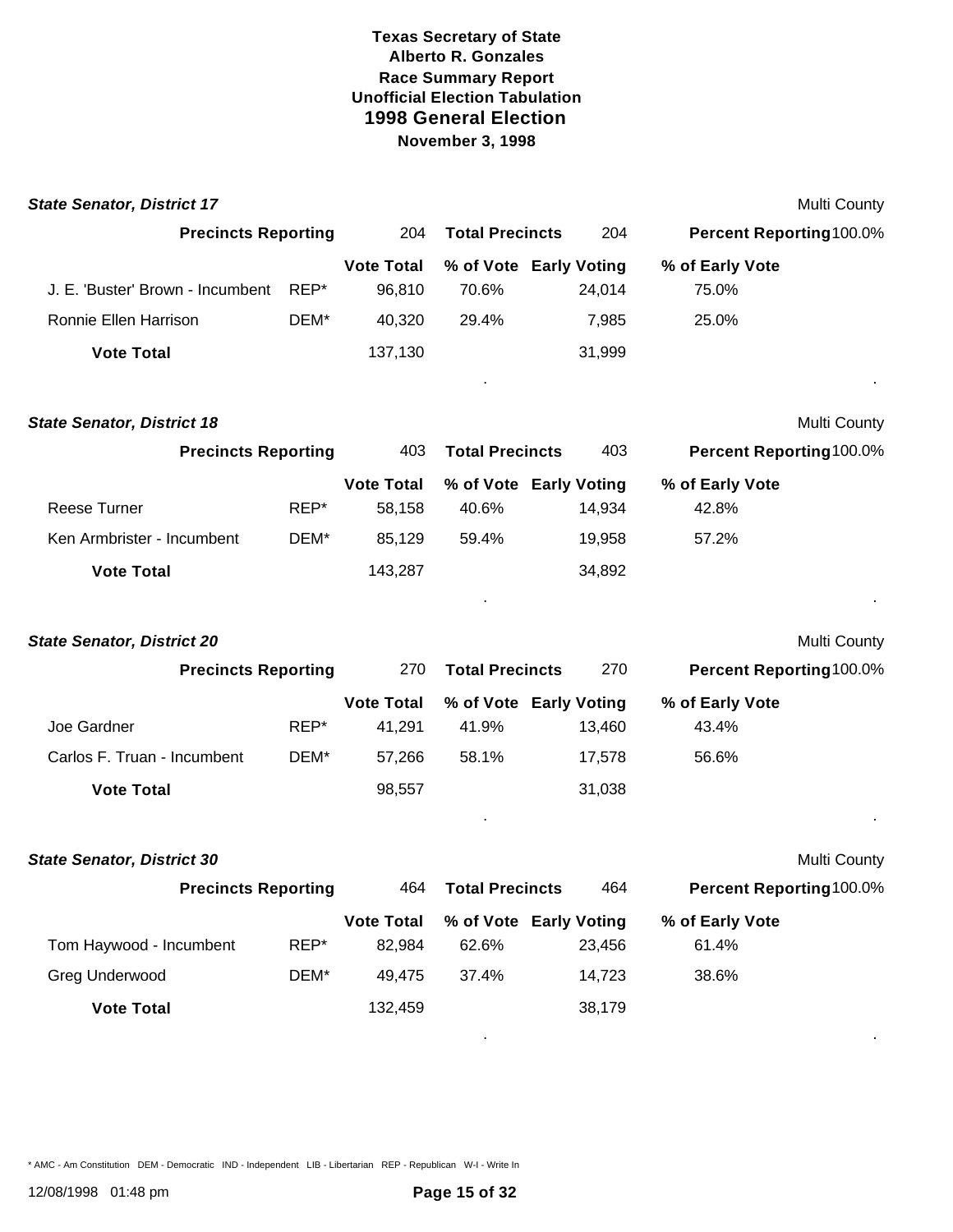**Texas Secretary of State**
**Alberto R. Gonzales**
**Race Summary Report**
**Unofficial Election Tabulation**
**1998 General Election**
**November 3, 1998**

### State Senator, District 17

Multi County

**Precincts Reporting** 204 **Total Precincts** 204 **Percent Reporting** 100.0%

| | | Vote Total | % of Vote | Early Voting | % of Early Vote |
|---|---|---|---|---|---|
| J. E. 'Buster' Brown - Incumbent | REP* | 96,810 | 70.6% | 24,014 | 75.0% |
| Ronnie Ellen Harrison | DEM* | 40,320 | 29.4% | 7,985 | 25.0% |
| **Vote Total** | | 137,130 | | 31,999 | |

### State Senator, District 18

Multi County

**Precincts Reporting** 403 **Total Precincts** 403 **Percent Reporting** 100.0%

| | | Vote Total | % of Vote | Early Voting | % of Early Vote |
|---|---|---|---|---|---|
| Reese Turner | REP* | 58,158 | 40.6% | 14,934 | 42.8% |
| Ken Armbrister - Incumbent | DEM* | 85,129 | 59.4% | 19,958 | 57.2% |
| **Vote Total** | | 143,287 | | 34,892 | |

### State Senator, District 20

Multi County

**Precincts Reporting** 270 **Total Precincts** 270 **Percent Reporting** 100.0%

| | | Vote Total | % of Vote | Early Voting | % of Early Vote |
|---|---|---|---|---|---|
| Joe Gardner | REP* | 41,291 | 41.9% | 13,460 | 43.4% |
| Carlos F. Truan - Incumbent | DEM* | 57,266 | 58.1% | 17,578 | 56.6% |
| **Vote Total** | | 98,557 | | 31,038 | |

### State Senator, District 30

Multi County

**Precincts Reporting** 464 **Total Precincts** 464 **Percent Reporting** 100.0%

| | | Vote Total | % of Vote | Early Voting | % of Early Vote |
|---|---|---|---|---|---|
| Tom Haywood - Incumbent | REP* | 82,984 | 62.6% | 23,456 | 61.4% |
| Greg Underwood | DEM* | 49,475 | 37.4% | 14,723 | 38.6% |
| **Vote Total** | | 132,459 | | 38,179 | |

* AMC - Am Constitution DEM - Democratic IND - Independent LIB - Libertarian REP - Republican W-I - Write In

12/08/1998 01:48 pm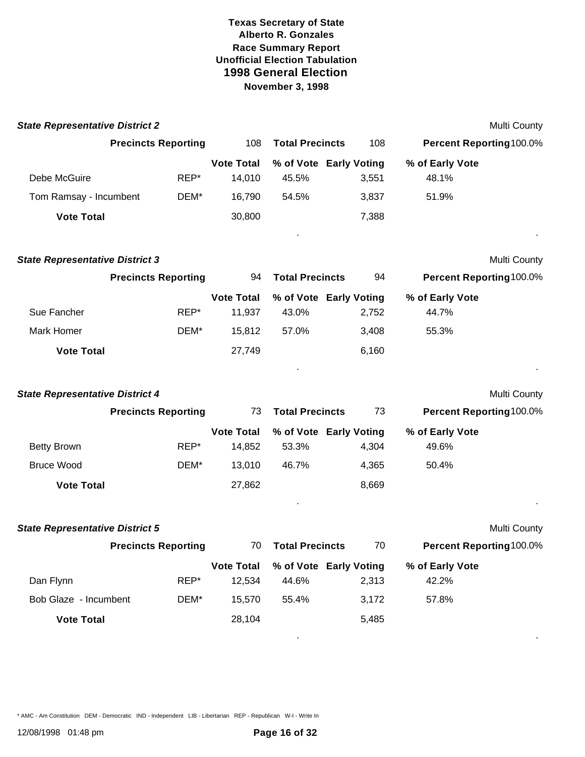**Texas Secretary of State**
**Alberto R. Gonzales**
**Race Summary Report**
**Unofficial Election Tabulation**
## 1998 General Election
**November 3, 1998**

### *State Representative District 2*

Multi County

| Precincts Reporting | | 108 | Total Precincts | 108 | Percent Reporting 100.0% |
|---|---|---|---|---|---|
| | | **Vote Total** | **% of Vote** | **Early Voting** | **% of Early Vote** |
| Debe McGuire | REP* | 14,010 | 45.5% | 3,551 | 48.1% |
| Tom Ramsay - Incumbent | DEM* | 16,790 | 54.5% | 3,837 | 51.9% |
| **Vote Total** | | 30,800 | | 7,388 | |

### *State Representative District 3*

Multi County

| Precincts Reporting | | 94 | Total Precincts | 94 | Percent Reporting 100.0% |
|---|---|---|---|---|---|
| | | **Vote Total** | **% of Vote** | **Early Voting** | **% of Early Vote** |
| Sue Fancher | REP* | 11,937 | 43.0% | 2,752 | 44.7% |
| Mark Homer | DEM* | 15,812 | 57.0% | 3,408 | 55.3% |
| **Vote Total** | | 27,749 | | 6,160 | |

### *State Representative District 4*

Multi County

| Precincts Reporting | | 73 | Total Precincts | 73 | Percent Reporting 100.0% |
|---|---|---|---|---|---|
| | | **Vote Total** | **% of Vote** | **Early Voting** | **% of Early Vote** |
| Betty Brown | REP* | 14,852 | 53.3% | 4,304 | 49.6% |
| Bruce Wood | DEM* | 13,010 | 46.7% | 4,365 | 50.4% |
| **Vote Total** | | 27,862 | | 8,669 | |

### *State Representative District 5*

Multi County

| Precincts Reporting | | 70 | Total Precincts | 70 | Percent Reporting 100.0% |
|---|---|---|---|---|---|
| | | **Vote Total** | **% of Vote** | **Early Voting** | **% of Early Vote** |
| Dan Flynn | REP* | 12,534 | 44.6% | 2,313 | 42.2% |
| Bob Glaze - Incumbent | DEM* | 15,570 | 55.4% | 3,172 | 57.8% |
| **Vote Total** | | 28,104 | | 5,485 | |

\* AMC - Am Constitution DEM - Democratic IND - Independent LIB - Libertarian REP - Republican W-I - Write In

12/08/1998 01:48 pm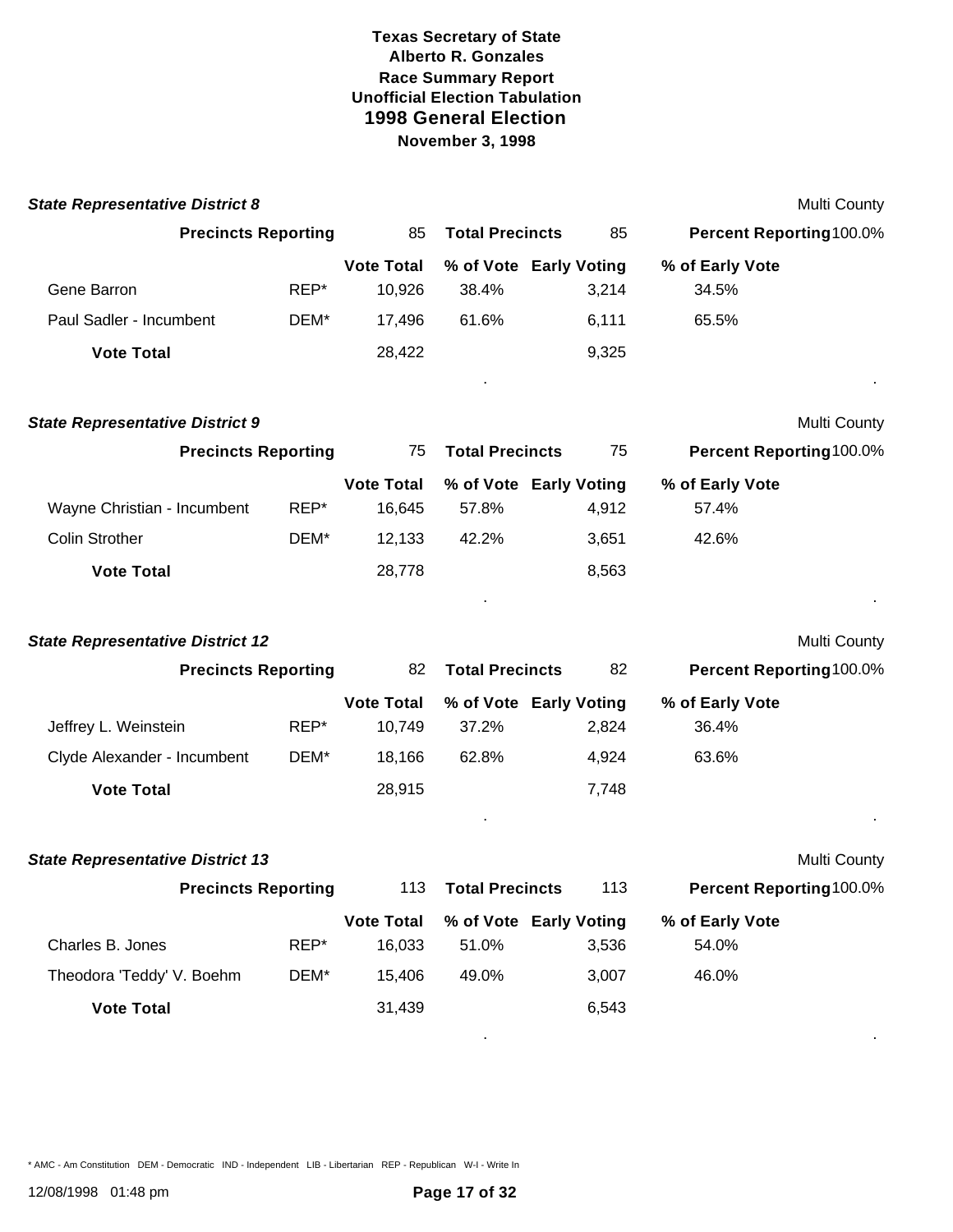**Texas Secretary of State**
**Alberto R. Gonzales**
**Race Summary Report**
**Unofficial Election Tabulation**
## 1998 General Election
**November 3, 1998**

### *State Representative District 8*

Multi County

| Precincts Reporting | | 85 | Total Precincts | 85 | Percent Reporting 100.0% |
|---|---|---|---|---|---|
| | | **Vote Total** | **% of Vote** | **Early Voting** | **% of Early Vote** |
| Gene Barron | REP* | 10,926 | 38.4% | 3,214 | 34.5% |
| Paul Sadler - Incumbent | DEM* | 17,496 | 61.6% | 6,111 | 65.5% |
| **Vote Total** | | 28,422 | | 9,325 | |

### *State Representative District 9*

Multi County

| Precincts Reporting | | 75 | Total Precincts | 75 | Percent Reporting 100.0% |
|---|---|---|---|---|---|
| | | **Vote Total** | **% of Vote** | **Early Voting** | **% of Early Vote** |
| Wayne Christian - Incumbent | REP* | 16,645 | 57.8% | 4,912 | 57.4% |
| Colin Strother | DEM* | 12,133 | 42.2% | 3,651 | 42.6% |
| **Vote Total** | | 28,778 | | 8,563 | |

### *State Representative District 12*

Multi County

| Precincts Reporting | | 82 | Total Precincts | 82 | Percent Reporting 100.0% |
|---|---|---|---|---|---|
| | | **Vote Total** | **% of Vote** | **Early Voting** | **% of Early Vote** |
| Jeffrey L. Weinstein | REP* | 10,749 | 37.2% | 2,824 | 36.4% |
| Clyde Alexander - Incumbent | DEM* | 18,166 | 62.8% | 4,924 | 63.6% |
| **Vote Total** | | 28,915 | | 7,748 | |

### *State Representative District 13*

Multi County

| Precincts Reporting | | 113 | Total Precincts | 113 | Percent Reporting 100.0% |
|---|---|---|---|---|---|
| | | **Vote Total** | **% of Vote** | **Early Voting** | **% of Early Vote** |
| Charles B. Jones | REP* | 16,033 | 51.0% | 3,536 | 54.0% |
| Theodora 'Teddy' V. Boehm | DEM* | 15,406 | 49.0% | 3,007 | 46.0% |
| **Vote Total** | | 31,439 | | 6,543 | |

\* AMC - Am Constitution DEM - Democratic IND - Independent LIB - Libertarian REP - Republican W-I - Write In

12/08/1998 01:48 pm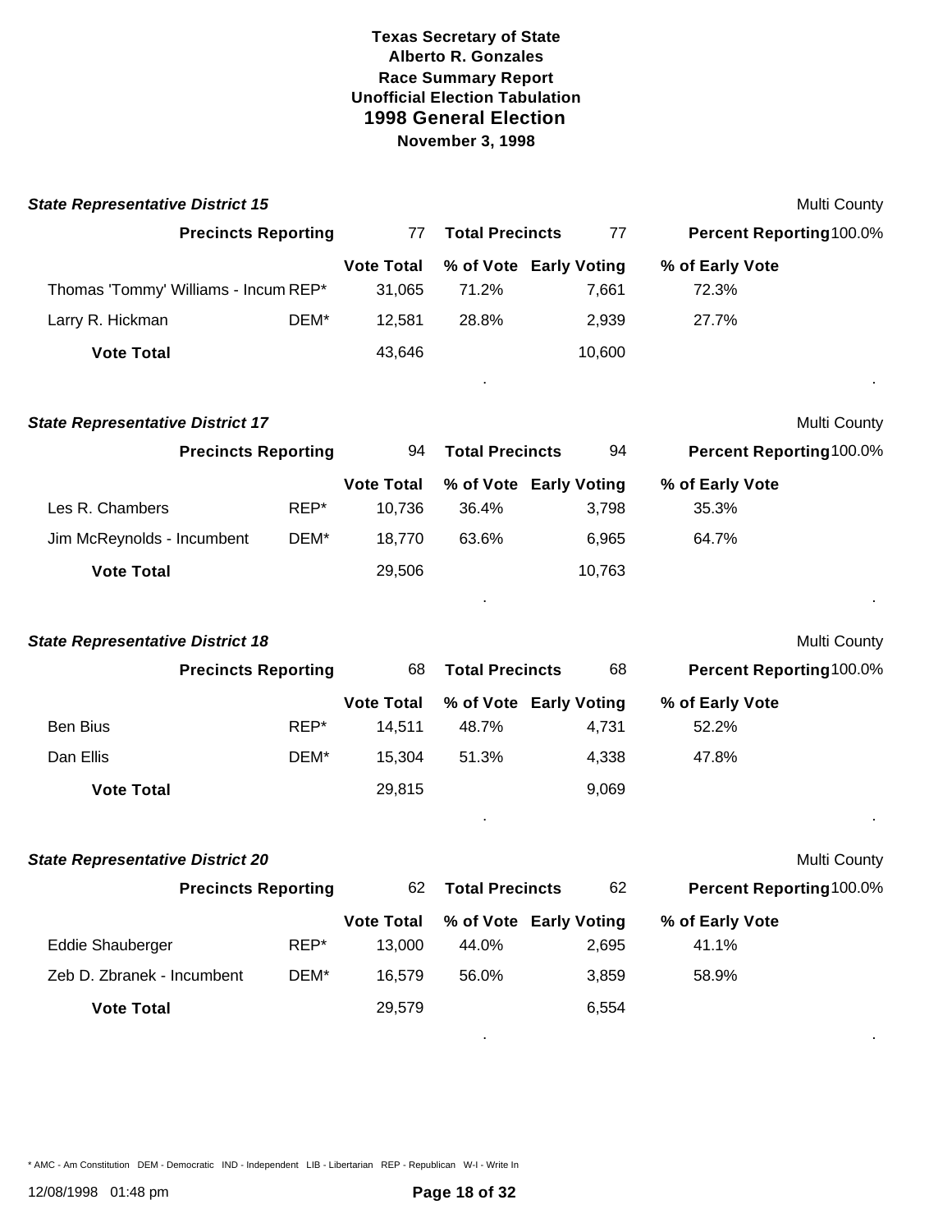# Texas Secretary of State
## Alberto R. Gonzales
### Race Summary Report
### Unofficial Election Tabulation
## 1998 General Election
### November 3, 1998

**State Representative District 15** — Multi County

| **Precincts Reporting** | 77 | **Total Precincts** | 77 | **Percent Reporting** 100.0% |
|---|---|---|---|---|

| | | Vote Total | % of Vote | Early Voting | % of Early Vote |
|---|---|---|---|---|---|
| Thomas 'Tommy' Williams - Incum | REP* | 31,065 | 71.2% | 7,661 | 72.3% |
| Larry R. Hickman | DEM* | 12,581 | 28.8% | 2,939 | 27.7% |
| **Vote Total** | | 43,646 | | 10,600 | |

**State Representative District 17** — Multi County

| **Precincts Reporting** | 94 | **Total Precincts** | 94 | **Percent Reporting** 100.0% |
|---|---|---|---|---|

| | | Vote Total | % of Vote | Early Voting | % of Early Vote |
|---|---|---|---|---|---|
| Les R. Chambers | REP* | 10,736 | 36.4% | 3,798 | 35.3% |
| Jim McReynolds - Incumbent | DEM* | 18,770 | 63.6% | 6,965 | 64.7% |
| **Vote Total** | | 29,506 | | 10,763 | |

**State Representative District 18** — Multi County

| **Precincts Reporting** | 68 | **Total Precincts** | 68 | **Percent Reporting** 100.0% |
|---|---|---|---|---|

| | | Vote Total | % of Vote | Early Voting | % of Early Vote |
|---|---|---|---|---|---|
| Ben Bius | REP* | 14,511 | 48.7% | 4,731 | 52.2% |
| Dan Ellis | DEM* | 15,304 | 51.3% | 4,338 | 47.8% |
| **Vote Total** | | 29,815 | | 9,069 | |

**State Representative District 20** — Multi County

| **Precincts Reporting** | 62 | **Total Precincts** | 62 | **Percent Reporting** 100.0% |
|---|---|---|---|---|

| | | Vote Total | % of Vote | Early Voting | % of Early Vote |
|---|---|---|---|---|---|
| Eddie Shauberger | REP* | 13,000 | 44.0% | 2,695 | 41.1% |
| Zeb D. Zbranek - Incumbent | DEM* | 16,579 | 56.0% | 3,859 | 58.9% |
| **Vote Total** | | 29,579 | | 6,554 | |

* AMC - Am Constitution DEM - Democratic IND - Independent LIB - Libertarian REP - Republican W-I - Write In

12/08/1998 01:48 pm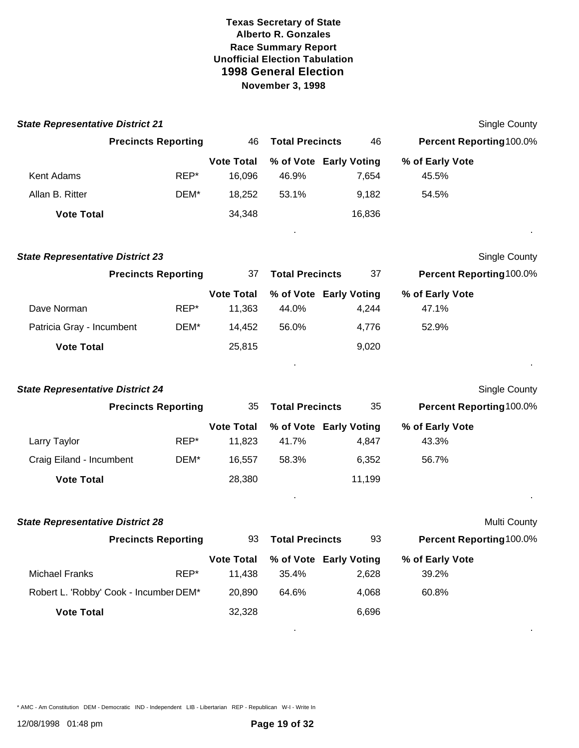**Texas Secretary of State**
**Alberto R. Gonzales**
**Race Summary Report**
**Unofficial Election Tabulation**
**1998 General Election**
**November 3, 1998**

### *State Representative District 21*

Single County

**Precincts Reporting** 46 **Total Precincts** 46 **Percent Reporting** 100.0%

| | | Vote Total | % of Vote | Early Voting | % of Early Vote |
|---|---|---|---|---|---|
| Kent Adams | REP* | 16,096 | 46.9% | 7,654 | 45.5% |
| Allan B. Ritter | DEM* | 18,252 | 53.1% | 9,182 | 54.5% |
| **Vote Total** | | 34,348 | | 16,836 | |

### *State Representative District 23*

Single County

**Precincts Reporting** 37 **Total Precincts** 37 **Percent Reporting** 100.0%

| | | Vote Total | % of Vote | Early Voting | % of Early Vote |
|---|---|---|---|---|---|
| Dave Norman | REP* | 11,363 | 44.0% | 4,244 | 47.1% |
| Patricia Gray - Incumbent | DEM* | 14,452 | 56.0% | 4,776 | 52.9% |
| **Vote Total** | | 25,815 | | 9,020 | |

### *State Representative District 24*

Single County

**Precincts Reporting** 35 **Total Precincts** 35 **Percent Reporting** 100.0%

| | | Vote Total | % of Vote | Early Voting | % of Early Vote |
|---|---|---|---|---|---|
| Larry Taylor | REP* | 11,823 | 41.7% | 4,847 | 43.3% |
| Craig Eiland - Incumbent | DEM* | 16,557 | 58.3% | 6,352 | 56.7% |
| **Vote Total** | | 28,380 | | 11,199 | |

### *State Representative District 28*

Multi County

**Precincts Reporting** 93 **Total Precincts** 93 **Percent Reporting** 100.0%

| | | Vote Total | % of Vote | Early Voting | % of Early Vote |
|---|---|---|---|---|---|
| Michael Franks | REP* | 11,438 | 35.4% | 2,628 | 39.2% |
| Robert L. 'Robby' Cook - Incumber | DEM* | 20,890 | 64.6% | 4,068 | 60.8% |
| **Vote Total** | | 32,328 | | 6,696 | |

\* AMC - Am Constitution DEM - Democratic IND - Independent LIB - Libertarian REP - Republican W-I - Write In

12/08/1998 01:48 pm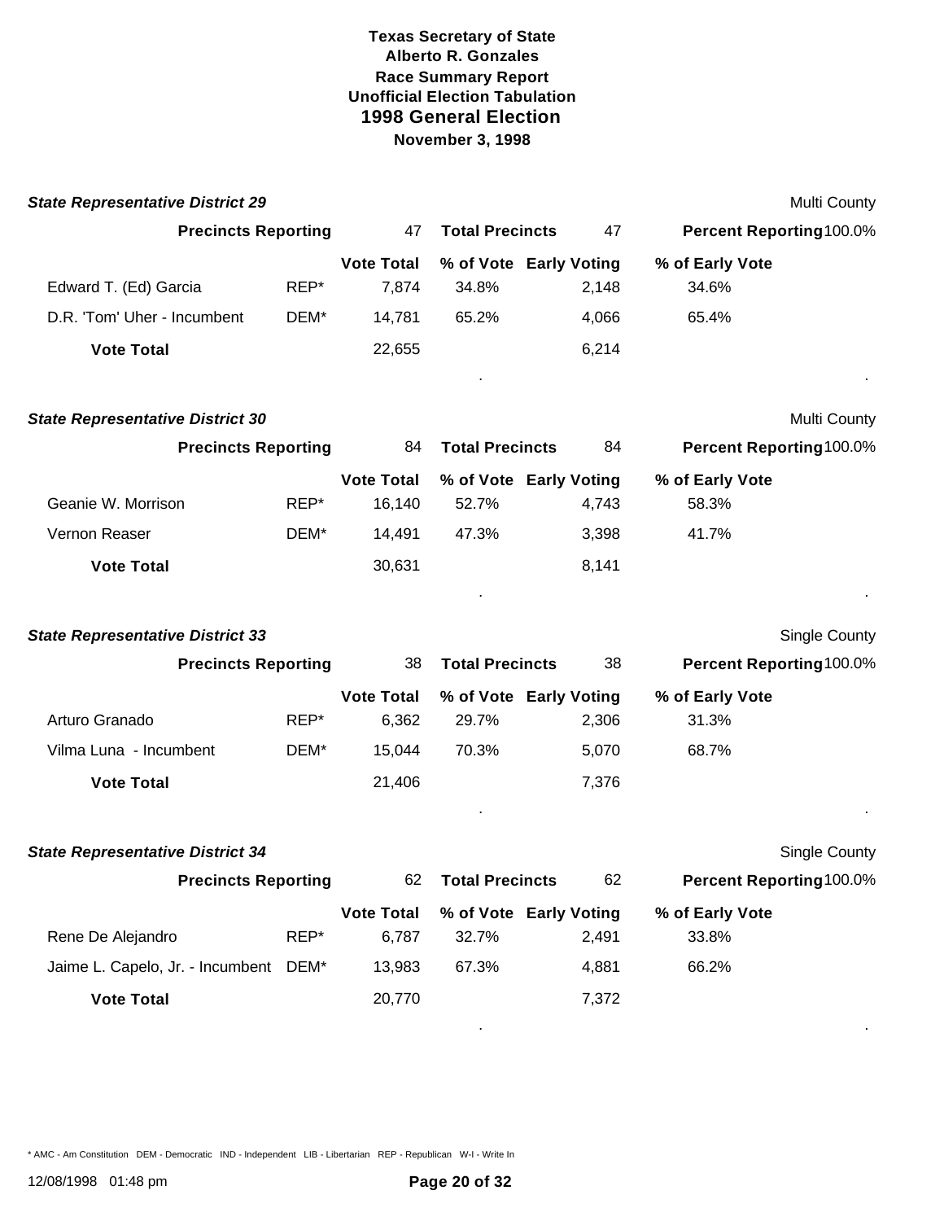**Texas Secretary of State**
**Alberto R. Gonzales**
**Race Summary Report**
**Unofficial Election Tabulation**
## 1998 General Election
**November 3, 1998**

### State Representative District 29

Multi County

| Precincts Reporting | 47 | Total Precincts | 47 | Percent Reporting 100.0% |
|---|---|---|---|---|

| | | Vote Total | % of Vote | Early Voting | % of Early Vote |
|---|---|---|---|---|---|
| Edward T. (Ed) Garcia | REP* | 7,874 | 34.8% | 2,148 | 34.6% |
| D.R. 'Tom' Uher - Incumbent | DEM* | 14,781 | 65.2% | 4,066 | 65.4% |
| **Vote Total** | | 22,655 | | 6,214 | |

### State Representative District 30

Multi County

| Precincts Reporting | 84 | Total Precincts | 84 | Percent Reporting 100.0% |
|---|---|---|---|---|

| | | Vote Total | % of Vote | Early Voting | % of Early Vote |
|---|---|---|---|---|---|
| Geanie W. Morrison | REP* | 16,140 | 52.7% | 4,743 | 58.3% |
| Vernon Reaser | DEM* | 14,491 | 47.3% | 3,398 | 41.7% |
| **Vote Total** | | 30,631 | | 8,141 | |

### State Representative District 33

Single County

| Precincts Reporting | 38 | Total Precincts | 38 | Percent Reporting 100.0% |
|---|---|---|---|---|

| | | Vote Total | % of Vote | Early Voting | % of Early Vote |
|---|---|---|---|---|---|
| Arturo Granado | REP* | 6,362 | 29.7% | 2,306 | 31.3% |
| Vilma Luna - Incumbent | DEM* | 15,044 | 70.3% | 5,070 | 68.7% |
| **Vote Total** | | 21,406 | | 7,376 | |

### State Representative District 34

Single County

| Precincts Reporting | 62 | Total Precincts | 62 | Percent Reporting 100.0% |
|---|---|---|---|---|

| | | Vote Total | % of Vote | Early Voting | % of Early Vote |
|---|---|---|---|---|---|
| Rene De Alejandro | REP* | 6,787 | 32.7% | 2,491 | 33.8% |
| Jaime L. Capelo, Jr. - Incumbent | DEM* | 13,983 | 67.3% | 4,881 | 66.2% |
| **Vote Total** | | 20,770 | | 7,372 | |

* AMC - Am Constitution DEM - Democratic IND - Independent LIB - Libertarian REP - Republican W-I - Write In

12/08/1998 01:48 pm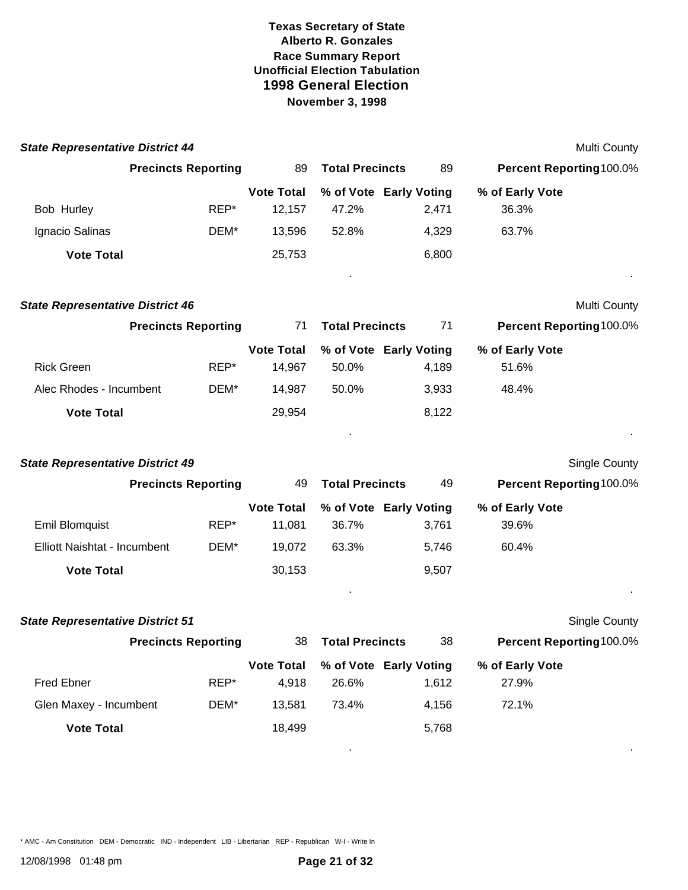# Texas Secretary of State
## Alberto R. Gonzales
### Race Summary Report
### Unofficial Election Tabulation
## 1998 General Election
### November 3, 1998

***State Representative District 44*** — Multi County

**Precincts Reporting** 89 **Total Precincts** 89 **Percent Reporting** 100.0%

| | | Vote Total | % of Vote | Early Voting | % of Early Vote |
|---|---|---|---|---|---|
| Bob Hurley | REP* | 12,157 | 47.2% | 2,471 | 36.3% |
| Ignacio Salinas | DEM* | 13,596 | 52.8% | 4,329 | 63.7% |
| **Vote Total** | | 25,753 | | 6,800 | |

***State Representative District 46*** — Multi County

**Precincts Reporting** 71 **Total Precincts** 71 **Percent Reporting** 100.0%

| | | Vote Total | % of Vote | Early Voting | % of Early Vote |
|---|---|---|---|---|---|
| Rick Green | REP* | 14,967 | 50.0% | 4,189 | 51.6% |
| Alec Rhodes - Incumbent | DEM* | 14,987 | 50.0% | 3,933 | 48.4% |
| **Vote Total** | | 29,954 | | 8,122 | |

***State Representative District 49*** — Single County

**Precincts Reporting** 49 **Total Precincts** 49 **Percent Reporting** 100.0%

| | | Vote Total | % of Vote | Early Voting | % of Early Vote |
|---|---|---|---|---|---|
| Emil Blomquist | REP* | 11,081 | 36.7% | 3,761 | 39.6% |
| Elliott Naishtat - Incumbent | DEM* | 19,072 | 63.3% | 5,746 | 60.4% |
| **Vote Total** | | 30,153 | | 9,507 | |

***State Representative District 51*** — Single County

**Precincts Reporting** 38 **Total Precincts** 38 **Percent Reporting** 100.0%

| | | Vote Total | % of Vote | Early Voting | % of Early Vote |
|---|---|---|---|---|---|
| Fred Ebner | REP* | 4,918 | 26.6% | 1,612 | 27.9% |
| Glen Maxey - Incumbent | DEM* | 13,581 | 73.4% | 4,156 | 72.1% |
| **Vote Total** | | 18,499 | | 5,768 | |

* AMC - Am Constitution DEM - Democratic IND - Independent LIB - Libertarian REP - Republican W-I - Write In

12/08/1998 01:48 pm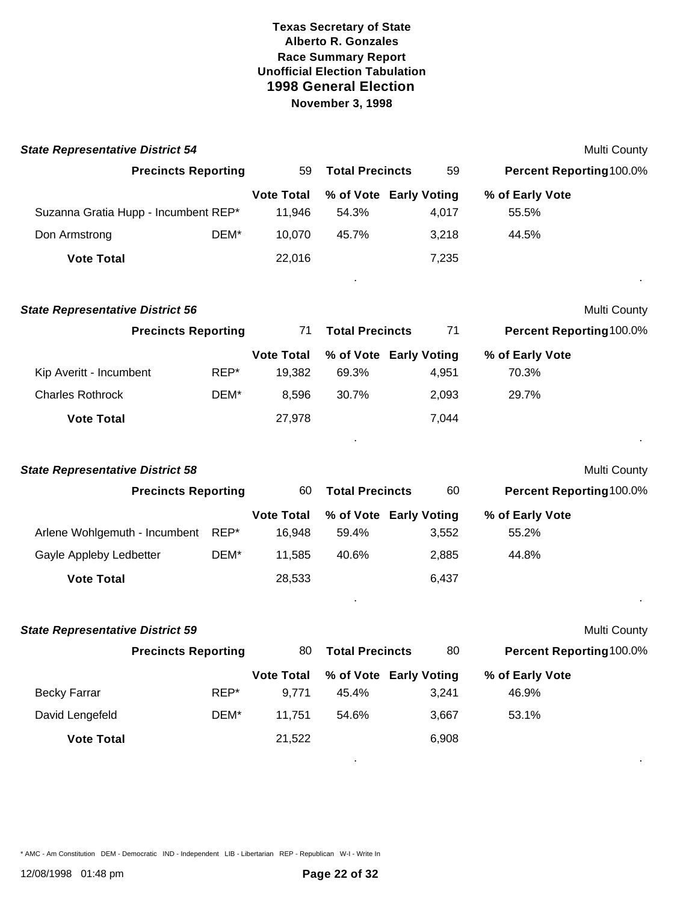**Texas Secretary of State**
**Alberto R. Gonzales**
**Race Summary Report**
**Unofficial Election Tabulation**
## 1998 General Election
**November 3, 1998**

### *State Representative District 54*

Multi County

| Precincts Reporting | 59 | Total Precincts | 59 | Percent Reporting 100.0% |
|---|---|---|---|---|

| Candidate | Party | Vote Total | % of Vote | Early Voting | % of Early Vote |
|---|---|---|---|---|---|
| Suzanna Gratia Hupp - Incumbent | REP* | 11,946 | 54.3% | 4,017 | 55.5% |
| Don Armstrong | DEM* | 10,070 | 45.7% | 3,218 | 44.5% |
| **Vote Total** | | 22,016 | | 7,235 | |

### *State Representative District 56*

Multi County

| Precincts Reporting | 71 | Total Precincts | 71 | Percent Reporting 100.0% |
|---|---|---|---|---|

| Candidate | Party | Vote Total | % of Vote | Early Voting | % of Early Vote |
|---|---|---|---|---|---|
| Kip Averitt - Incumbent | REP* | 19,382 | 69.3% | 4,951 | 70.3% |
| Charles Rothrock | DEM* | 8,596 | 30.7% | 2,093 | 29.7% |
| **Vote Total** | | 27,978 | | 7,044 | |

### *State Representative District 58*

Multi County

| Precincts Reporting | 60 | Total Precincts | 60 | Percent Reporting 100.0% |
|---|---|---|---|---|

| Candidate | Party | Vote Total | % of Vote | Early Voting | % of Early Vote |
|---|---|---|---|---|---|
| Arlene Wohlgemuth - Incumbent | REP* | 16,948 | 59.4% | 3,552 | 55.2% |
| Gayle Appleby Ledbetter | DEM* | 11,585 | 40.6% | 2,885 | 44.8% |
| **Vote Total** | | 28,533 | | 6,437 | |

### *State Representative District 59*

Multi County

| Precincts Reporting | 80 | Total Precincts | 80 | Percent Reporting 100.0% |
|---|---|---|---|---|

| Candidate | Party | Vote Total | % of Vote | Early Voting | % of Early Vote |
|---|---|---|---|---|---|
| Becky Farrar | REP* | 9,771 | 45.4% | 3,241 | 46.9% |
| David Lengefeld | DEM* | 11,751 | 54.6% | 3,667 | 53.1% |
| **Vote Total** | | 21,522 | | 6,908 | |

* AMC - Am Constitution DEM - Democratic IND - Independent LIB - Libertarian REP - Republican W-I - Write In

12/08/1998 01:48 pm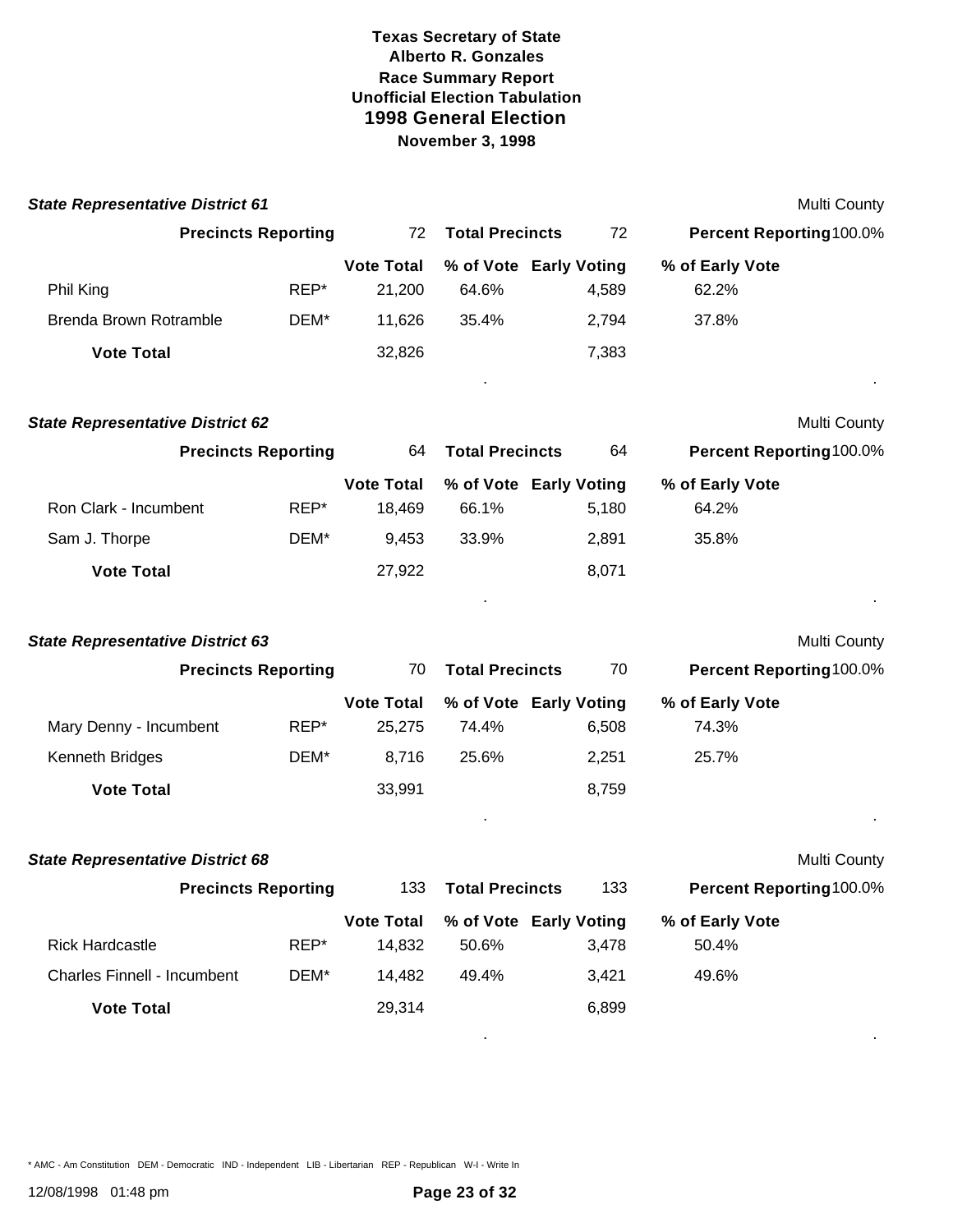**Texas Secretary of State**
**Alberto R. Gonzales**
**Race Summary Report**
**Unofficial Election Tabulation**
## 1998 General Election
**November 3, 1998**

### *State Representative District 61*

Multi County

| Precincts Reporting | 72 | Total Precincts | 72 | Percent Reporting | 100.0% |
|---|---|---|---|---|---|

| | | Vote Total | % of Vote | Early Voting | % of Early Vote |
|---|---|---|---|---|---|
| Phil King | REP* | 21,200 | 64.6% | 4,589 | 62.2% |
| Brenda Brown Rotramble | DEM* | 11,626 | 35.4% | 2,794 | 37.8% |
| **Vote Total** | | 32,826 | | 7,383 | |

### *State Representative District 62*

Multi County

| Precincts Reporting | 64 | Total Precincts | 64 | Percent Reporting | 100.0% |
|---|---|---|---|---|---|

| | | Vote Total | % of Vote | Early Voting | % of Early Vote |
|---|---|---|---|---|---|
| Ron Clark - Incumbent | REP* | 18,469 | 66.1% | 5,180 | 64.2% |
| Sam J. Thorpe | DEM* | 9,453 | 33.9% | 2,891 | 35.8% |
| **Vote Total** | | 27,922 | | 8,071 | |

### *State Representative District 63*

Multi County

| Precincts Reporting | 70 | Total Precincts | 70 | Percent Reporting | 100.0% |
|---|---|---|---|---|---|

| | | Vote Total | % of Vote | Early Voting | % of Early Vote |
|---|---|---|---|---|---|
| Mary Denny - Incumbent | REP* | 25,275 | 74.4% | 6,508 | 74.3% |
| Kenneth Bridges | DEM* | 8,716 | 25.6% | 2,251 | 25.7% |
| **Vote Total** | | 33,991 | | 8,759 | |

### *State Representative District 68*

Multi County

| Precincts Reporting | 133 | Total Precincts | 133 | Percent Reporting | 100.0% |
|---|---|---|---|---|---|

| | | Vote Total | % of Vote | Early Voting | % of Early Vote |
|---|---|---|---|---|---|
| Rick Hardcastle | REP* | 14,832 | 50.6% | 3,478 | 50.4% |
| Charles Finnell - Incumbent | DEM* | 14,482 | 49.4% | 3,421 | 49.6% |
| **Vote Total** | | 29,314 | | 6,899 | |

* AMC - Am Constitution DEM - Democratic IND - Independent LIB - Libertarian REP - Republican W-I - Write In

12/08/1998 01:48 pm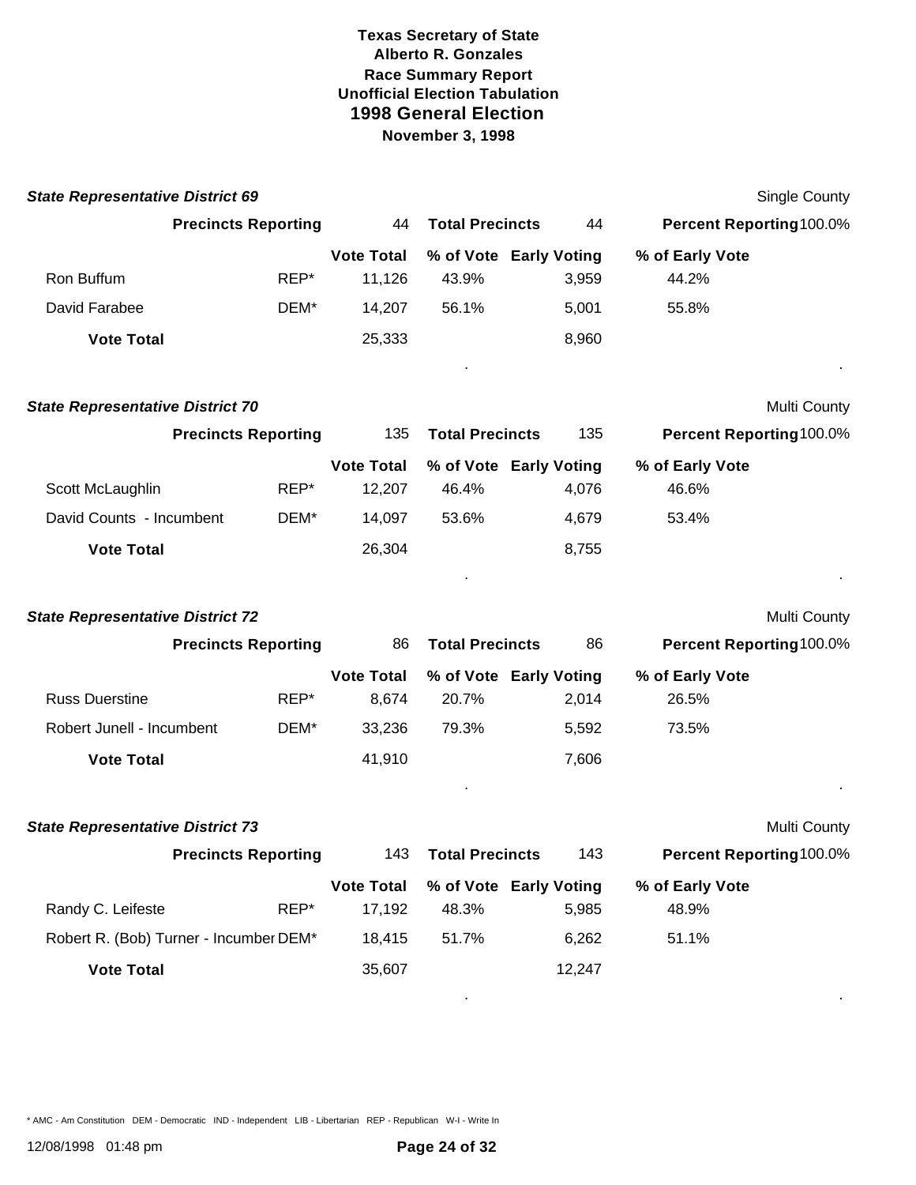**Texas Secretary of State**
**Alberto R. Gonzales**
**Race Summary Report**
**Unofficial Election Tabulation**
# 1998 General Election
**November 3, 1998**

### State Representative District 69

Single County

| **Precincts Reporting** | | 44 | **Total Precincts** | 44 | **Percent Reporting** 100.0% |
|---|---|---|---|---|---|
| | | **Vote Total** | **% of Vote** | **Early Voting** | **% of Early Vote** |
| Ron Buffum | REP* | 11,126 | 43.9% | 3,959 | 44.2% |
| David Farabee | DEM* | 14,207 | 56.1% | 5,001 | 55.8% |
| **Vote Total** | | 25,333 | | 8,960 | |

### State Representative District 70

Multi County

| **Precincts Reporting** | | 135 | **Total Precincts** | 135 | **Percent Reporting** 100.0% |
|---|---|---|---|---|---|
| | | **Vote Total** | **% of Vote** | **Early Voting** | **% of Early Vote** |
| Scott McLaughlin | REP* | 12,207 | 46.4% | 4,076 | 46.6% |
| David Counts - Incumbent | DEM* | 14,097 | 53.6% | 4,679 | 53.4% |
| **Vote Total** | | 26,304 | | 8,755 | |

### State Representative District 72

Multi County

| **Precincts Reporting** | | 86 | **Total Precincts** | 86 | **Percent Reporting** 100.0% |
|---|---|---|---|---|---|
| | | **Vote Total** | **% of Vote** | **Early Voting** | **% of Early Vote** |
| Russ Duerstine | REP* | 8,674 | 20.7% | 2,014 | 26.5% |
| Robert Junell - Incumbent | DEM* | 33,236 | 79.3% | 5,592 | 73.5% |
| **Vote Total** | | 41,910 | | 7,606 | |

### State Representative District 73

Multi County

| **Precincts Reporting** | | 143 | **Total Precincts** | 143 | **Percent Reporting** 100.0% |
|---|---|---|---|---|---|
| | | **Vote Total** | **% of Vote** | **Early Voting** | **% of Early Vote** |
| Randy C. Leifeste | REP* | 17,192 | 48.3% | 5,985 | 48.9% |
| Robert R. (Bob) Turner - Incumber | DEM* | 18,415 | 51.7% | 6,262 | 51.1% |
| **Vote Total** | | 35,607 | | 12,247 | |

* AMC - Am Constitution DEM - Democratic IND - Independent LIB - Libertarian REP - Republican W-I - Write In

12/08/1998 01:48 pm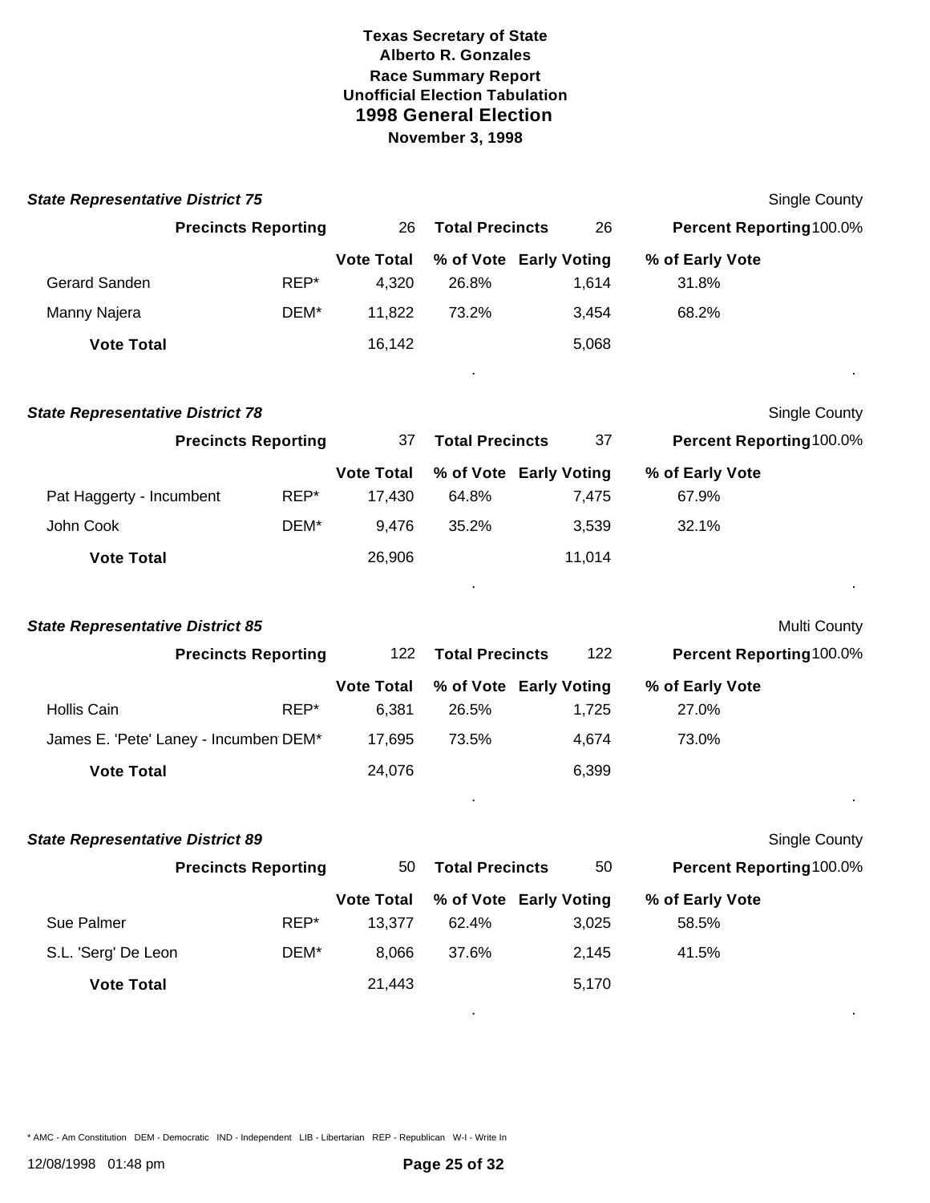**Texas Secretary of State**
**Alberto R. Gonzales**
**Race Summary Report**
**Unofficial Election Tabulation**
**1998 General Election**
**November 3, 1998**

### *State Representative District 75*

Single County

| Precincts Reporting | 26 | Total Precincts | 26 | Percent Reporting 100.0% |
|---|---|---|---|---|

| | | Vote Total | % of Vote | Early Voting | % of Early Vote |
|---|---|---|---|---|---|
| Gerard Sanden | REP* | 4,320 | 26.8% | 1,614 | 31.8% |
| Manny Najera | DEM* | 11,822 | 73.2% | 3,454 | 68.2% |
| **Vote Total** | | 16,142 | | 5,068 | |

### *State Representative District 78*

Single County

| Precincts Reporting | 37 | Total Precincts | 37 | Percent Reporting 100.0% |
|---|---|---|---|---|

| | | Vote Total | % of Vote | Early Voting | % of Early Vote |
|---|---|---|---|---|---|
| Pat Haggerty - Incumbent | REP* | 17,430 | 64.8% | 7,475 | 67.9% |
| John Cook | DEM* | 9,476 | 35.2% | 3,539 | 32.1% |
| **Vote Total** | | 26,906 | | 11,014 | |

### *State Representative District 85*

Multi County

| Precincts Reporting | 122 | Total Precincts | 122 | Percent Reporting 100.0% |
|---|---|---|---|---|

| | | Vote Total | % of Vote | Early Voting | % of Early Vote |
|---|---|---|---|---|---|
| Hollis Cain | REP* | 6,381 | 26.5% | 1,725 | 27.0% |
| James E. 'Pete' Laney - Incumben | DEM* | 17,695 | 73.5% | 4,674 | 73.0% |
| **Vote Total** | | 24,076 | | 6,399 | |

### *State Representative District 89*

Single County

| Precincts Reporting | 50 | Total Precincts | 50 | Percent Reporting 100.0% |
|---|---|---|---|---|

| | | Vote Total | % of Vote | Early Voting | % of Early Vote |
|---|---|---|---|---|---|
| Sue Palmer | REP* | 13,377 | 62.4% | 3,025 | 58.5% |
| S.L. 'Serg' De Leon | DEM* | 8,066 | 37.6% | 2,145 | 41.5% |
| **Vote Total** | | 21,443 | | 5,170 | |

* AMC - Am Constitution DEM - Democratic IND - Independent LIB - Libertarian REP - Republican W-I - Write In

12/08/1998 01:48 pm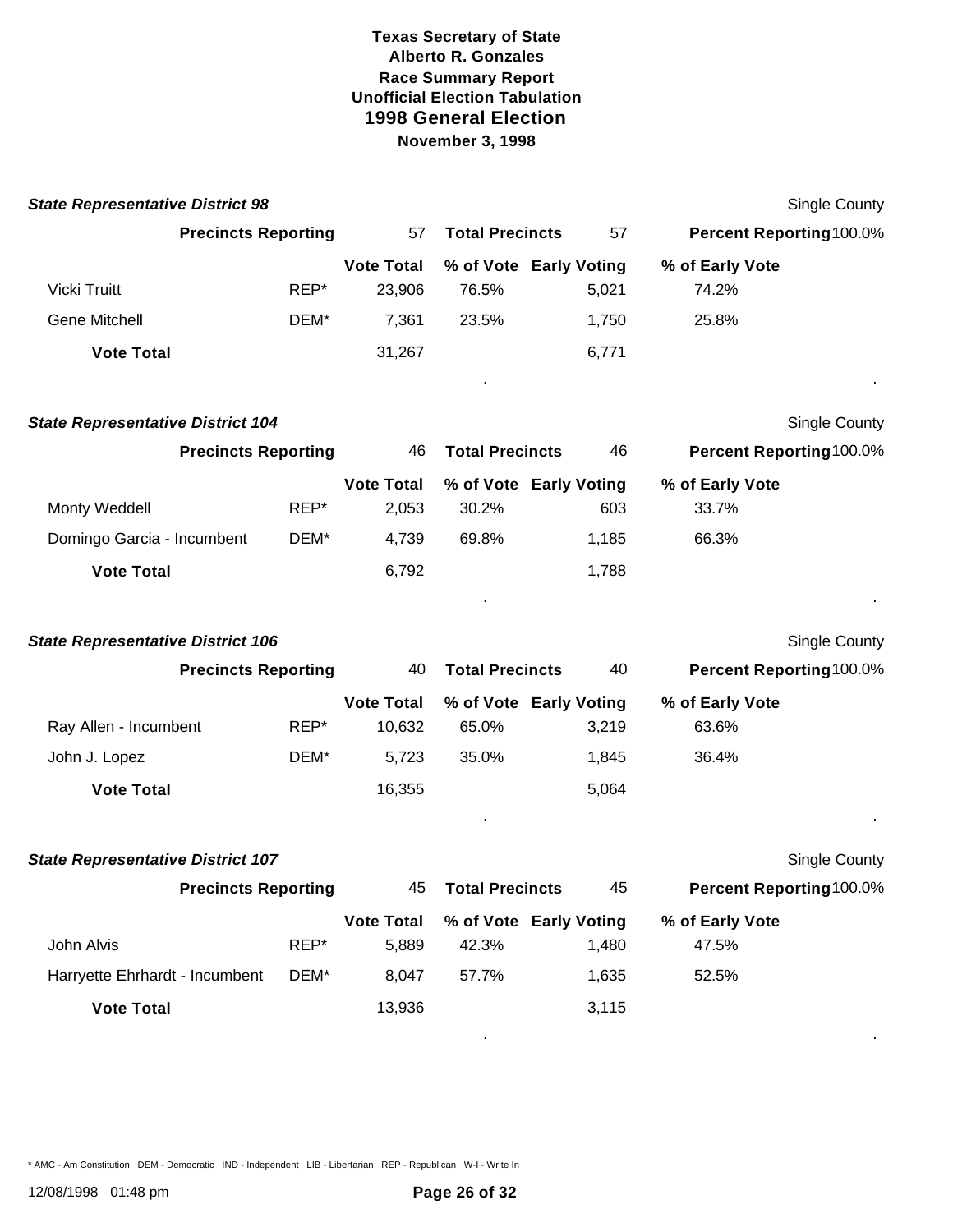**Texas Secretary of State**
**Alberto R. Gonzales**
**Race Summary Report**
**Unofficial Election Tabulation**
**1998 General Election**
**November 3, 1998**

### *State Representative District 98*

Single County

**Precincts Reporting** 57 **Total Precincts** 57 **Percent Reporting** 100.0%

| | | Vote Total | % of Vote | Early Voting | % of Early Vote |
|---|---|---|---|---|---|
| Vicki Truitt | REP* | 23,906 | 76.5% | 5,021 | 74.2% |
| Gene Mitchell | DEM* | 7,361 | 23.5% | 1,750 | 25.8% |
| **Vote Total** | | 31,267 | | 6,771 | |

### *State Representative District 104*

Single County

**Precincts Reporting** 46 **Total Precincts** 46 **Percent Reporting** 100.0%

| | | Vote Total | % of Vote | Early Voting | % of Early Vote |
|---|---|---|---|---|---|
| Monty Weddell | REP* | 2,053 | 30.2% | 603 | 33.7% |
| Domingo Garcia - Incumbent | DEM* | 4,739 | 69.8% | 1,185 | 66.3% |
| **Vote Total** | | 6,792 | | 1,788 | |

### *State Representative District 106*

Single County

**Precincts Reporting** 40 **Total Precincts** 40 **Percent Reporting** 100.0%

| | | Vote Total | % of Vote | Early Voting | % of Early Vote |
|---|---|---|---|---|---|
| Ray Allen - Incumbent | REP* | 10,632 | 65.0% | 3,219 | 63.6% |
| John J. Lopez | DEM* | 5,723 | 35.0% | 1,845 | 36.4% |
| **Vote Total** | | 16,355 | | 5,064 | |

### *State Representative District 107*

Single County

**Precincts Reporting** 45 **Total Precincts** 45 **Percent Reporting** 100.0%

| | | Vote Total | % of Vote | Early Voting | % of Early Vote |
|---|---|---|---|---|---|
| John Alvis | REP* | 5,889 | 42.3% | 1,480 | 47.5% |
| Harryette Ehrhardt - Incumbent | DEM* | 8,047 | 57.7% | 1,635 | 52.5% |
| **Vote Total** | | 13,936 | | 3,115 | |

\* AMC - Am Constitution DEM - Democratic IND - Independent LIB - Libertarian REP - Republican W-I - Write In

12/08/1998 01:48 pm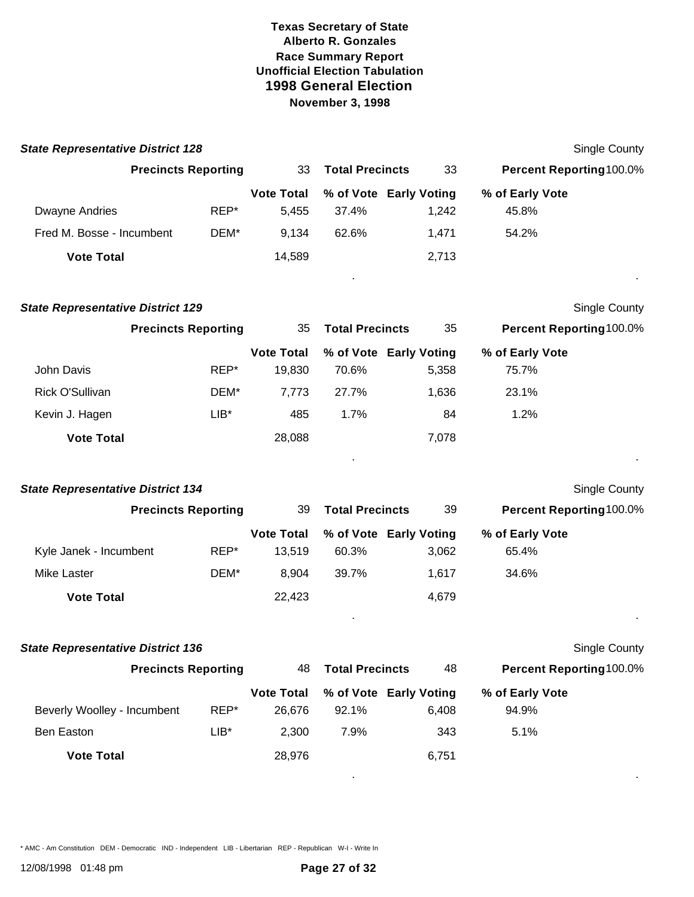**Texas Secretary of State**
**Alberto R. Gonzales**
**Race Summary Report**
**Unofficial Election Tabulation**
# 1998 General Election
**November 3, 1998**

### State Representative District 128

Single County

**Precincts Reporting** 33 **Total Precincts** 33 **Percent Reporting** 100.0%

| | | Vote Total | % of Vote | Early Voting | % of Early Vote |
|---|---|---|---|---|---|
| Dwayne Andries | REP* | 5,455 | 37.4% | 1,242 | 45.8% |
| Fred M. Bosse - Incumbent | DEM* | 9,134 | 62.6% | 1,471 | 54.2% |
| **Vote Total** | | 14,589 | | 2,713 | |

### State Representative District 129

Single County

**Precincts Reporting** 35 **Total Precincts** 35 **Percent Reporting** 100.0%

| | | Vote Total | % of Vote | Early Voting | % of Early Vote |
|---|---|---|---|---|---|
| John Davis | REP* | 19,830 | 70.6% | 5,358 | 75.7% |
| Rick O'Sullivan | DEM* | 7,773 | 27.7% | 1,636 | 23.1% |
| Kevin J. Hagen | LIB* | 485 | 1.7% | 84 | 1.2% |
| **Vote Total** | | 28,088 | | 7,078 | |

### State Representative District 134

Single County

**Precincts Reporting** 39 **Total Precincts** 39 **Percent Reporting** 100.0%

| | | Vote Total | % of Vote | Early Voting | % of Early Vote |
|---|---|---|---|---|---|
| Kyle Janek - Incumbent | REP* | 13,519 | 60.3% | 3,062 | 65.4% |
| Mike Laster | DEM* | 8,904 | 39.7% | 1,617 | 34.6% |
| **Vote Total** | | 22,423 | | 4,679 | |

### State Representative District 136

Single County

**Precincts Reporting** 48 **Total Precincts** 48 **Percent Reporting** 100.0%

| | | Vote Total | % of Vote | Early Voting | % of Early Vote |
|---|---|---|---|---|---|
| Beverly Woolley - Incumbent | REP* | 26,676 | 92.1% | 6,408 | 94.9% |
| Ben Easton | LIB* | 2,300 | 7.9% | 343 | 5.1% |
| **Vote Total** | | 28,976 | | 6,751 | |

\* AMC - Am Constitution DEM - Democratic IND - Independent LIB - Libertarian REP - Republican W-I - Write In

12/08/1998 01:48 pm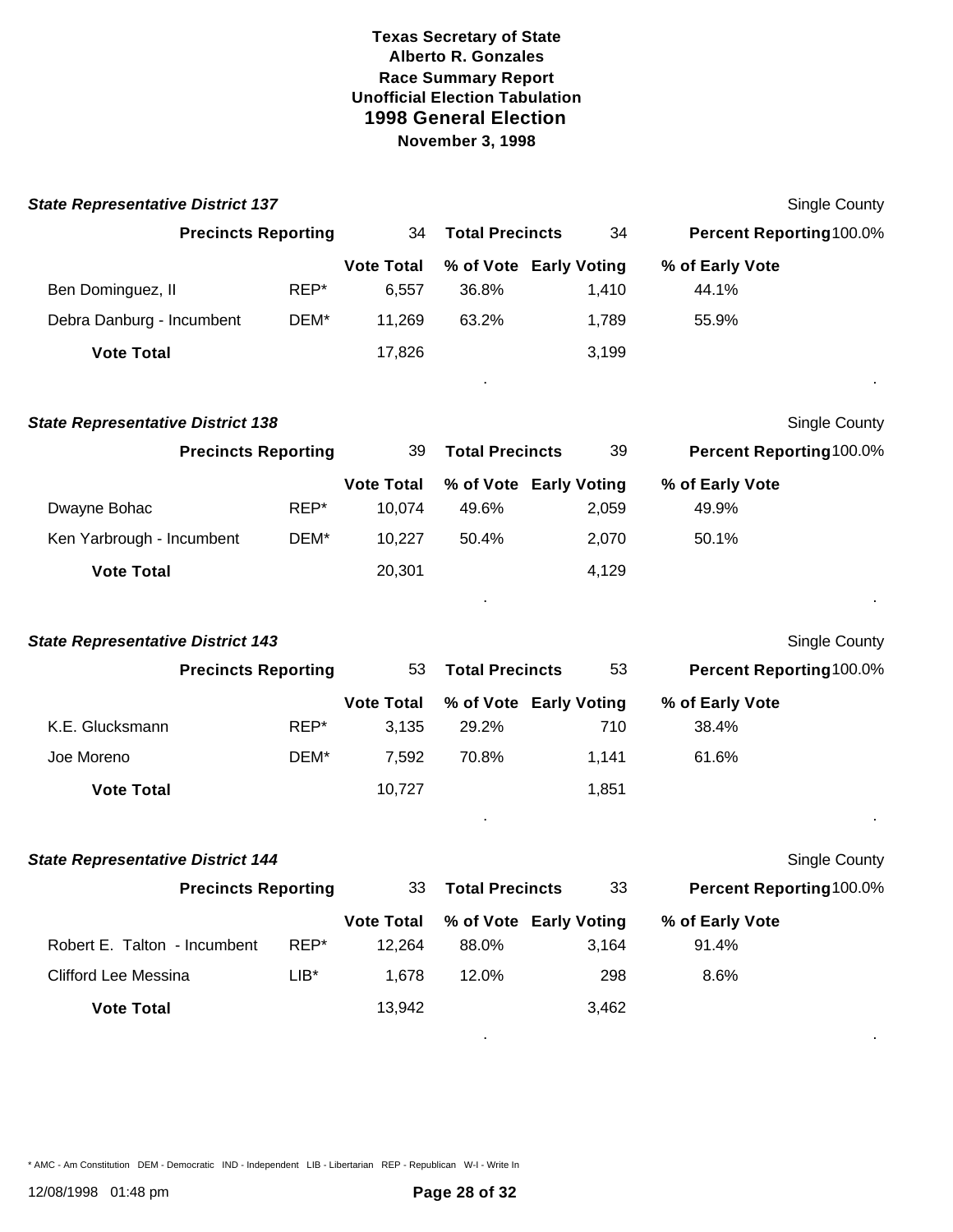**Texas Secretary of State**
**Alberto R. Gonzales**
**Race Summary Report**
**Unofficial Election Tabulation**
**1998 General Election**
**November 3, 1998**

### State Representative District 137

Single County

| Precincts Reporting | 34 | Total Precincts | 34 | Percent Reporting 100.0% |
|---|---|---|---|---|

| | | Vote Total | % of Vote | Early Voting | % of Early Vote |
|---|---|---|---|---|---|
| Ben Dominguez, II | REP* | 6,557 | 36.8% | 1,410 | 44.1% |
| Debra Danburg - Incumbent | DEM* | 11,269 | 63.2% | 1,789 | 55.9% |
| **Vote Total** | | 17,826 | | 3,199 | |

### State Representative District 138

Single County

| Precincts Reporting | 39 | Total Precincts | 39 | Percent Reporting 100.0% |
|---|---|---|---|---|

| | | Vote Total | % of Vote | Early Voting | % of Early Vote |
|---|---|---|---|---|---|
| Dwayne Bohac | REP* | 10,074 | 49.6% | 2,059 | 49.9% |
| Ken Yarbrough - Incumbent | DEM* | 10,227 | 50.4% | 2,070 | 50.1% |
| **Vote Total** | | 20,301 | | 4,129 | |

### State Representative District 143

Single County

| Precincts Reporting | 53 | Total Precincts | 53 | Percent Reporting 100.0% |
|---|---|---|---|---|

| | | Vote Total | % of Vote | Early Voting | % of Early Vote |
|---|---|---|---|---|---|
| K.E. Glucksmann | REP* | 3,135 | 29.2% | 710 | 38.4% |
| Joe Moreno | DEM* | 7,592 | 70.8% | 1,141 | 61.6% |
| **Vote Total** | | 10,727 | | 1,851 | |

### State Representative District 144

Single County

| Precincts Reporting | 33 | Total Precincts | 33 | Percent Reporting 100.0% |
|---|---|---|---|---|

| | | Vote Total | % of Vote | Early Voting | % of Early Vote |
|---|---|---|---|---|---|
| Robert E. Talton - Incumbent | REP* | 12,264 | 88.0% | 3,164 | 91.4% |
| Clifford Lee Messina | LIB* | 1,678 | 12.0% | 298 | 8.6% |
| **Vote Total** | | 13,942 | | 3,462 | |

* AMC - Am Constitution DEM - Democratic IND - Independent LIB - Libertarian REP - Republican W-I - Write In

12/08/1998 01:48 pm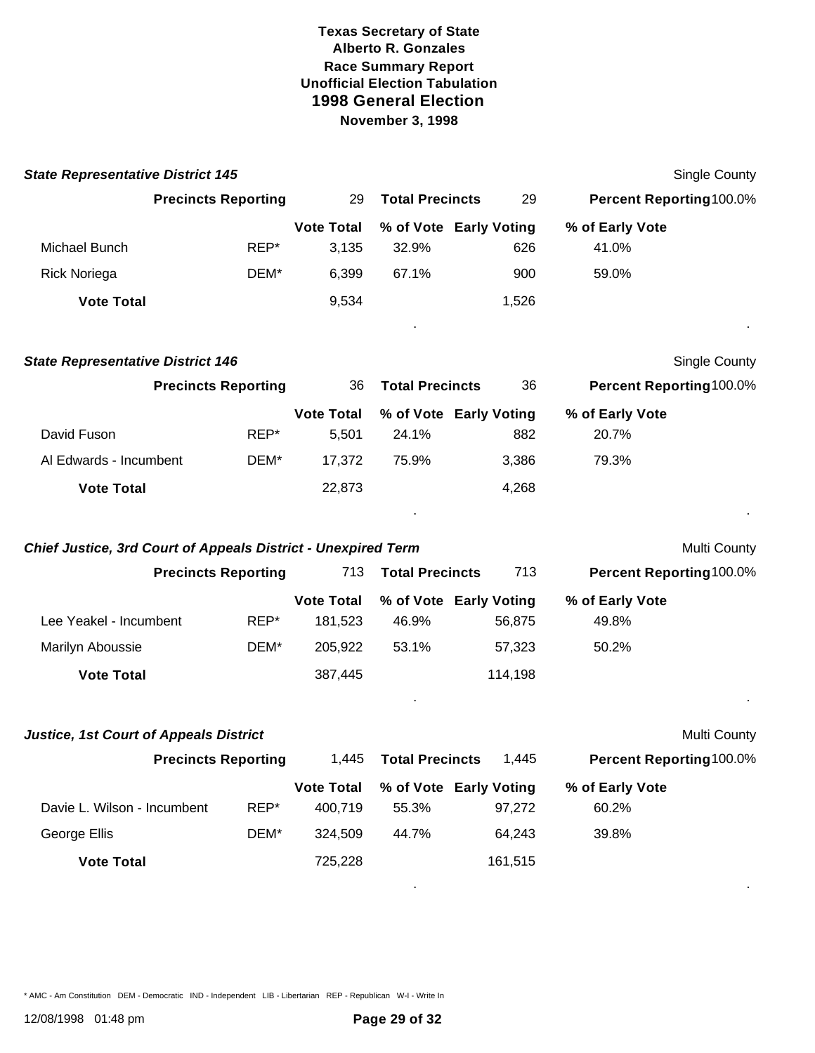**Texas Secretary of State**
**Alberto R. Gonzales**
**Race Summary Report**
**Unofficial Election Tabulation**
**1998 General Election**
**November 3, 1998**

### *State Representative District 145*

Single County

**Precincts Reporting** 29 **Total Precincts** 29 **Percent Reporting** 100.0%

| | | Vote Total | % of Vote | Early Voting | % of Early Vote |
|---|---|---|---|---|---|
| Michael Bunch | REP* | 3,135 | 32.9% | 626 | 41.0% |
| Rick Noriega | DEM* | 6,399 | 67.1% | 900 | 59.0% |
| **Vote Total** | | 9,534 | | 1,526 | |

### *State Representative District 146*

Single County

**Precincts Reporting** 36 **Total Precincts** 36 **Percent Reporting** 100.0%

| | | Vote Total | % of Vote | Early Voting | % of Early Vote |
|---|---|---|---|---|---|
| David Fuson | REP* | 5,501 | 24.1% | 882 | 20.7% |
| Al Edwards - Incumbent | DEM* | 17,372 | 75.9% | 3,386 | 79.3% |
| **Vote Total** | | 22,873 | | 4,268 | |

### *Chief Justice, 3rd Court of Appeals District - Unexpired Term*

Multi County

**Precincts Reporting** 713 **Total Precincts** 713 **Percent Reporting** 100.0%

| | | Vote Total | % of Vote | Early Voting | % of Early Vote |
|---|---|---|---|---|---|
| Lee Yeakel - Incumbent | REP* | 181,523 | 46.9% | 56,875 | 49.8% |
| Marilyn Aboussie | DEM* | 205,922 | 53.1% | 57,323 | 50.2% |
| **Vote Total** | | 387,445 | | 114,198 | |

### *Justice, 1st Court of Appeals District*

Multi County

**Precincts Reporting** 1,445 **Total Precincts** 1,445 **Percent Reporting** 100.0%

| | | Vote Total | % of Vote | Early Voting | % of Early Vote |
|---|---|---|---|---|---|
| Davie L. Wilson - Incumbent | REP* | 400,719 | 55.3% | 97,272 | 60.2% |
| George Ellis | DEM* | 324,509 | 44.7% | 64,243 | 39.8% |
| **Vote Total** | | 725,228 | | 161,515 | |

* AMC - Am Constitution DEM - Democratic IND - Independent LIB - Libertarian REP - Republican W-I - Write In

12/08/1998 01:48 pm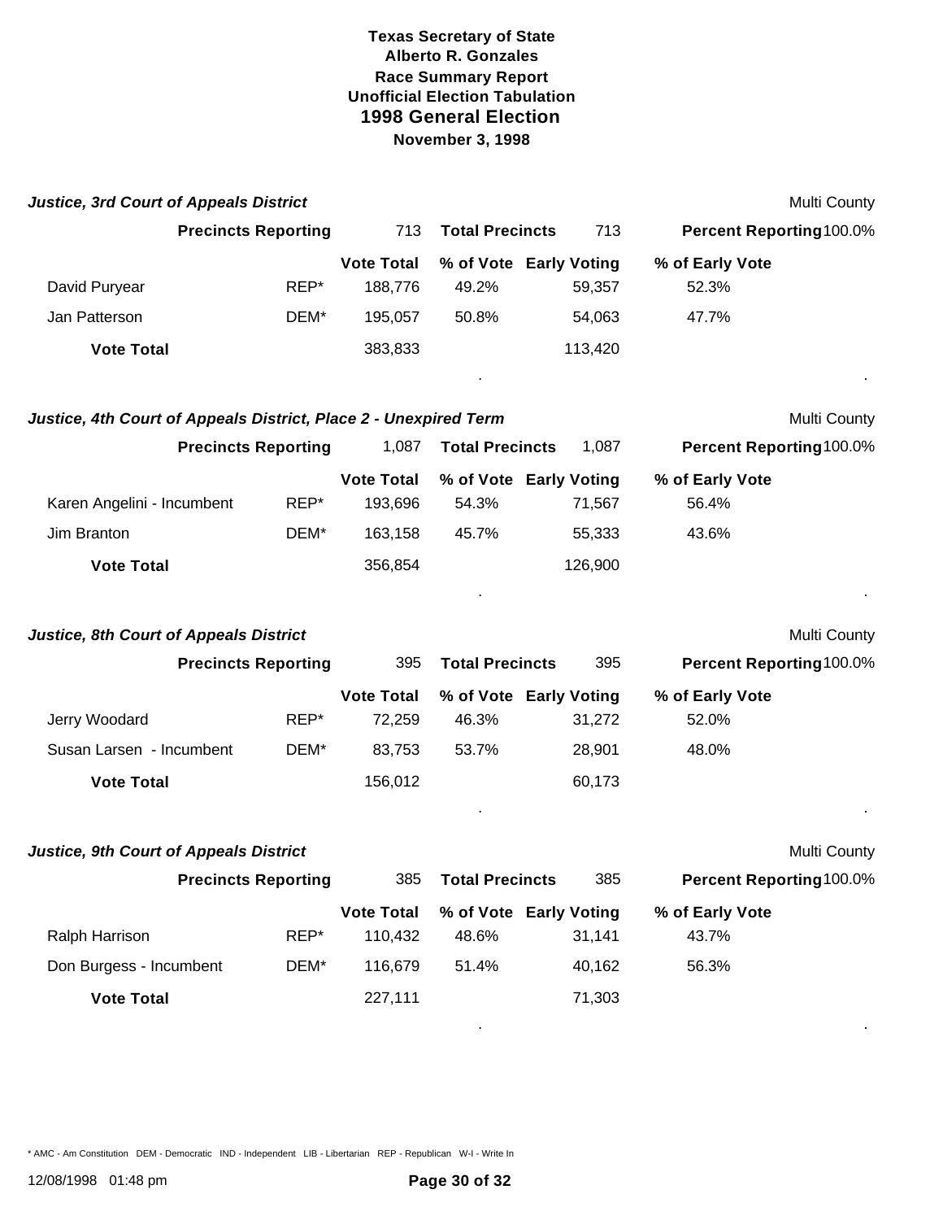**Texas Secretary of State**
**Alberto R. Gonzales**
**Race Summary Report**
**Unofficial Election Tabulation**
## 1998 General Election
**November 3, 1998**

### *Justice, 3rd Court of Appeals District*

Multi County

| Precincts Reporting | 713 | Total Precincts | 713 | Percent Reporting | 100.0% |
|---|---|---|---|---|---|

| Candidate | Party | Vote Total | % of Vote | Early Voting | % of Early Vote |
|---|---|---|---|---|---|
| David Puryear | REP* | 188,776 | 49.2% | 59,357 | 52.3% |
| Jan Patterson | DEM* | 195,057 | 50.8% | 54,063 | 47.7% |
| **Vote Total** | | 383,833 | | 113,420 | |

### *Justice, 4th Court of Appeals District, Place 2 - Unexpired Term*

Multi County

| Precincts Reporting | 1,087 | Total Precincts | 1,087 | Percent Reporting | 100.0% |
|---|---|---|---|---|---|

| Candidate | Party | Vote Total | % of Vote | Early Voting | % of Early Vote |
|---|---|---|---|---|---|
| Karen Angelini - Incumbent | REP* | 193,696 | 54.3% | 71,567 | 56.4% |
| Jim Branton | DEM* | 163,158 | 45.7% | 55,333 | 43.6% |
| **Vote Total** | | 356,854 | | 126,900 | |

### *Justice, 8th Court of Appeals District*

Multi County

| Precincts Reporting | 395 | Total Precincts | 395 | Percent Reporting | 100.0% |
|---|---|---|---|---|---|

| Candidate | Party | Vote Total | % of Vote | Early Voting | % of Early Vote |
|---|---|---|---|---|---|
| Jerry Woodard | REP* | 72,259 | 46.3% | 31,272 | 52.0% |
| Susan Larsen - Incumbent | DEM* | 83,753 | 53.7% | 28,901 | 48.0% |
| **Vote Total** | | 156,012 | | 60,173 | |

### *Justice, 9th Court of Appeals District*

Multi County

| Precincts Reporting | 385 | Total Precincts | 385 | Percent Reporting | 100.0% |
|---|---|---|---|---|---|

| Candidate | Party | Vote Total | % of Vote | Early Voting | % of Early Vote |
|---|---|---|---|---|---|
| Ralph Harrison | REP* | 110,432 | 48.6% | 31,141 | 43.7% |
| Don Burgess - Incumbent | DEM* | 116,679 | 51.4% | 40,162 | 56.3% |
| **Vote Total** | | 227,111 | | 71,303 | |

* AMC - Am Constitution DEM - Democratic IND - Independent LIB - Libertarian REP - Republican W-I - Write In

12/08/1998 01:48 pm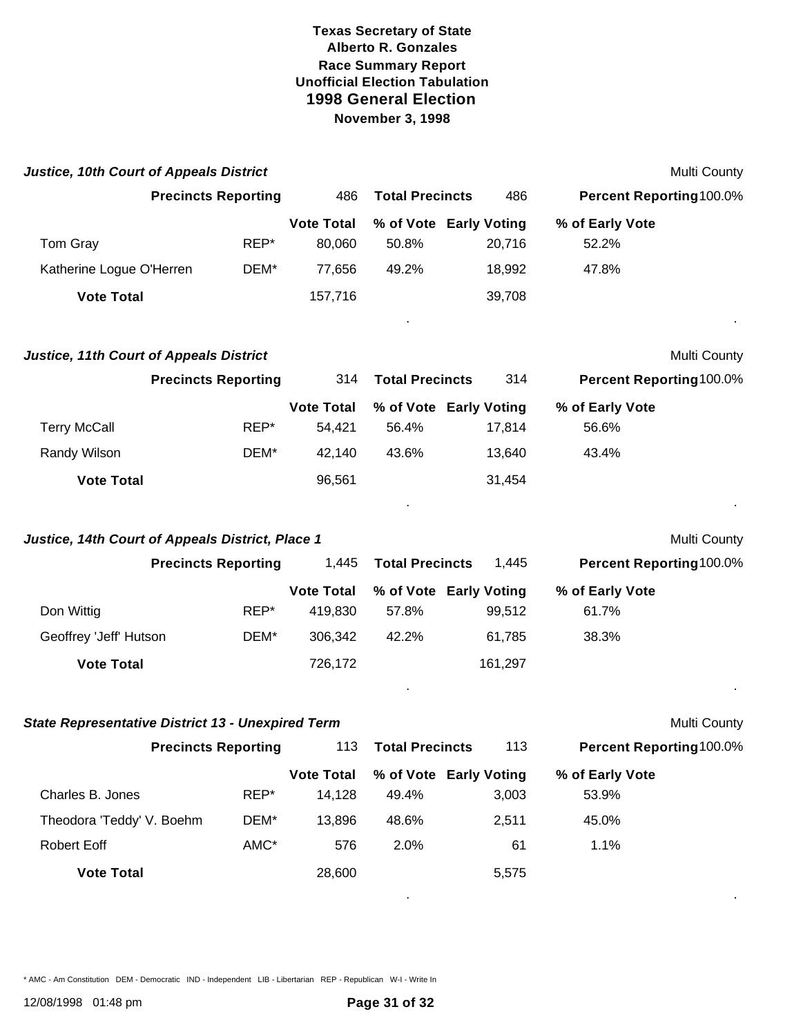**Texas Secretary of State**
**Alberto R. Gonzales**
**Race Summary Report**
**Unofficial Election Tabulation**
## 1998 General Election
**November 3, 1998**

### *Justice, 10th Court of Appeals District*

Multi County

**Precincts Reporting** 486 **Total Precincts** 486 **Percent Reporting** 100.0%

| | | Vote Total | % of Vote | Early Voting | % of Early Vote |
|---|---|---|---|---|---|
| Tom Gray | REP* | 80,060 | 50.8% | 20,716 | 52.2% |
| Katherine Logue O'Herren | DEM* | 77,656 | 49.2% | 18,992 | 47.8% |
| **Vote Total** | | 157,716 | | 39,708 | |

### *Justice, 11th Court of Appeals District*

Multi County

**Precincts Reporting** 314 **Total Precincts** 314 **Percent Reporting** 100.0%

| | | Vote Total | % of Vote | Early Voting | % of Early Vote |
|---|---|---|---|---|---|
| Terry McCall | REP* | 54,421 | 56.4% | 17,814 | 56.6% |
| Randy Wilson | DEM* | 42,140 | 43.6% | 13,640 | 43.4% |
| **Vote Total** | | 96,561 | | 31,454 | |

### *Justice, 14th Court of Appeals District, Place 1*

Multi County

**Precincts Reporting** 1,445 **Total Precincts** 1,445 **Percent Reporting** 100.0%

| | | Vote Total | % of Vote | Early Voting | % of Early Vote |
|---|---|---|---|---|---|
| Don Wittig | REP* | 419,830 | 57.8% | 99,512 | 61.7% |
| Geoffrey 'Jeff' Hutson | DEM* | 306,342 | 42.2% | 61,785 | 38.3% |
| **Vote Total** | | 726,172 | | 161,297 | |

### *State Representative District 13 - Unexpired Term*

Multi County

**Precincts Reporting** 113 **Total Precincts** 113 **Percent Reporting** 100.0%

| | | Vote Total | % of Vote | Early Voting | % of Early Vote |
|---|---|---|---|---|---|
| Charles B. Jones | REP* | 14,128 | 49.4% | 3,003 | 53.9% |
| Theodora 'Teddy' V. Boehm | DEM* | 13,896 | 48.6% | 2,511 | 45.0% |
| Robert Eoff | AMC* | 576 | 2.0% | 61 | 1.1% |
| **Vote Total** | | 28,600 | | 5,575 | |

\* AMC - Am Constitution DEM - Democratic IND - Independent LIB - Libertarian REP - Republican W-I - Write In

12/08/1998 01:48 pm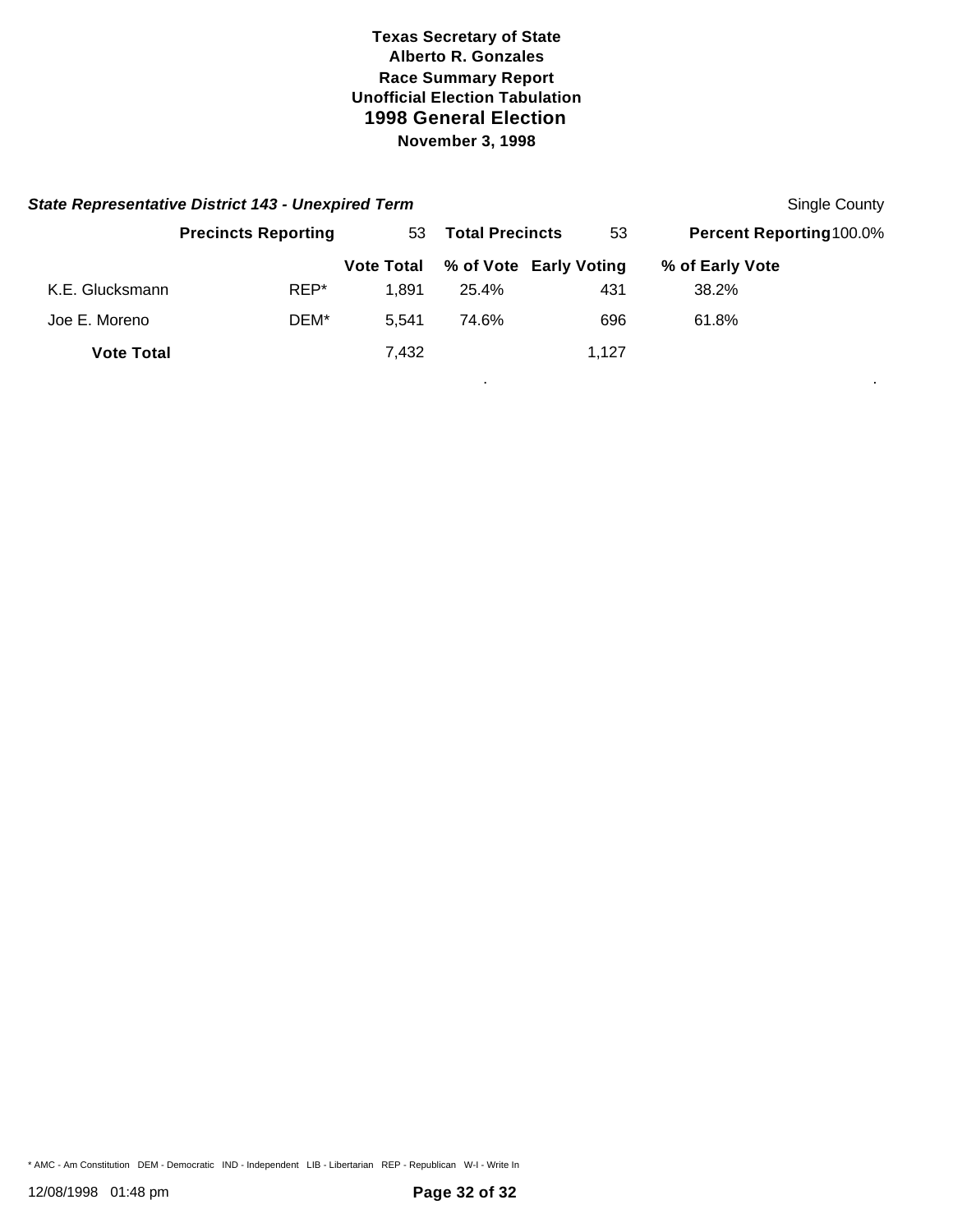**Texas Secretary of State**
**Alberto R. Gonzales**
**Race Summary Report**
**Unofficial Election Tabulation**
## 1998 General Election
**November 3, 1998**

***State Representative District 143 - Unexpired Term*** Single County

| | | | | | | |
|---|---|---|---|---|---|---|
| | **Precincts Reporting** | 53 | **Total Precincts** | 53 | **Percent Reporting** | 100.0% |
| | | **Vote Total** | **% of Vote** | **Early Voting** | **% of Early Vote** | |
| K.E. Glucksmann | REP* | 1,891 | 25.4% | 431 | 38.2% | |
| Joe E. Moreno | DEM* | 5,541 | 74.6% | 696 | 61.8% | |
| **Vote Total** | | 7,432 | | 1,127 | | |

* AMC - Am Constitution DEM - Democratic IND - Independent LIB - Libertarian REP - Republican W-I - Write In

12/08/1998 01:48 pm